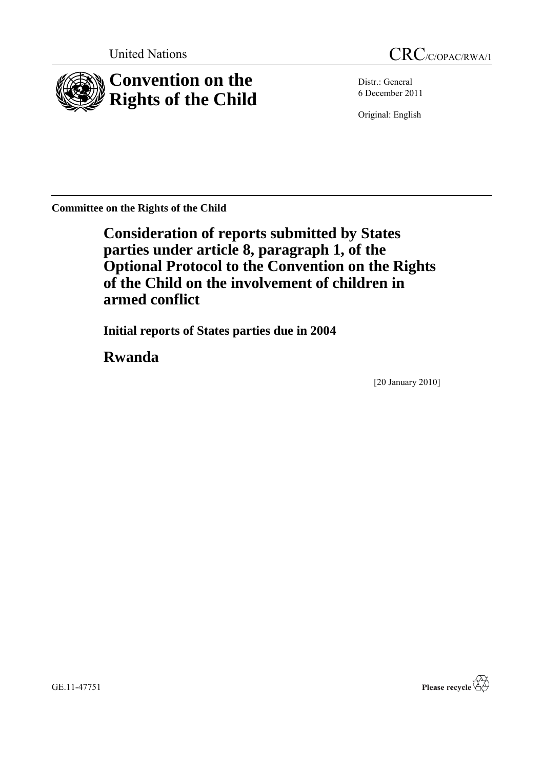United Nations

CRC/C/OPAC/RWA/1

# Convention on the Rights of the Child

Distr.: General
6 December 2011

Original: English

**Committee on the Rights of the Child**

## Consideration of reports submitted by States parties under article 8, paragraph 1, of the Optional Protocol to the Convention on the Rights of the Child on the involvement of children in armed conflict

### Initial reports of States parties due in 2004

## Rwanda

[20 January 2010]

GE.11-47751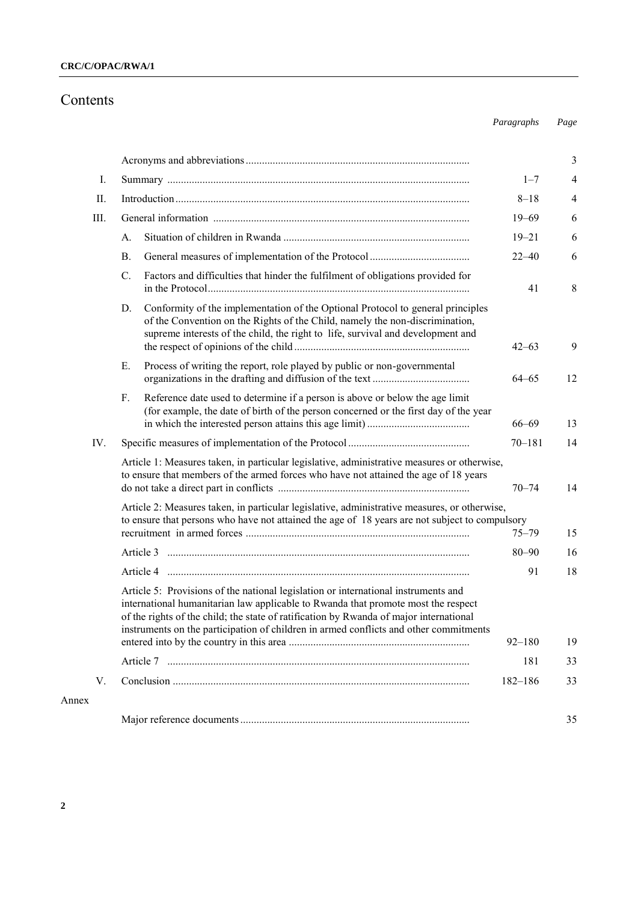# Contents

| | | | *Paragraphs* | *Page* |
|---|---|---|---|---|
| | | Acronyms and abbreviations | | 3 |
| I. | | Summary | 1–7 | 4 |
| II. | | Introduction | 8–18 | 4 |
| III. | | General information | 19–69 | 6 |
| | A. | Situation of children in Rwanda | 19–21 | 6 |
| | B. | General measures of implementation of the Protocol | 22–40 | 6 |
| | C. | Factors and difficulties that hinder the fulfilment of obligations provided for in the Protocol | 41 | 8 |
| | D. | Conformity of the implementation of the Optional Protocol to general principles of the Convention on the Rights of the Child, namely the non-discrimination, supreme interests of the child, the right to life, survival and development and the respect of opinions of the child | 42–63 | 9 |
| | E. | Process of writing the report, role played by public or non-governmental organizations in the drafting and diffusion of the text | 64–65 | 12 |
| | F. | Reference date used to determine if a person is above or below the age limit (for example, the date of birth of the person concerned or the first day of the year in which the interested person attains this age limit) | 66–69 | 13 |
| IV. | | Specific measures of implementation of the Protocol | 70–181 | 14 |
| | | Article 1: Measures taken, in particular legislative, administrative measures or otherwise, to ensure that members of the armed forces who have not attained the age of 18 years do not take a direct part in conflicts | 70–74 | 14 |
| | | Article 2: Measures taken, in particular legislative, administrative measures, or otherwise, to ensure that persons who have not attained the age of 18 years are not subject to compulsory recruitment in armed forces | 75–79 | 15 |
| | | Article 3 | 80–90 | 16 |
| | | Article 4 | 91 | 18 |
| | | Article 5: Provisions of the national legislation or international instruments and international humanitarian law applicable to Rwanda that promote most the respect of the rights of the child; the state of ratification by Rwanda of major international instruments on the participation of children in armed conflicts and other commitments entered into by the country in this area | 92–180 | 19 |
| | | Article 7 | 181 | 33 |
| V. | | Conclusion | 182–186 | 33 |
| Annex | | | | |
| | | Major reference documents | | 35 |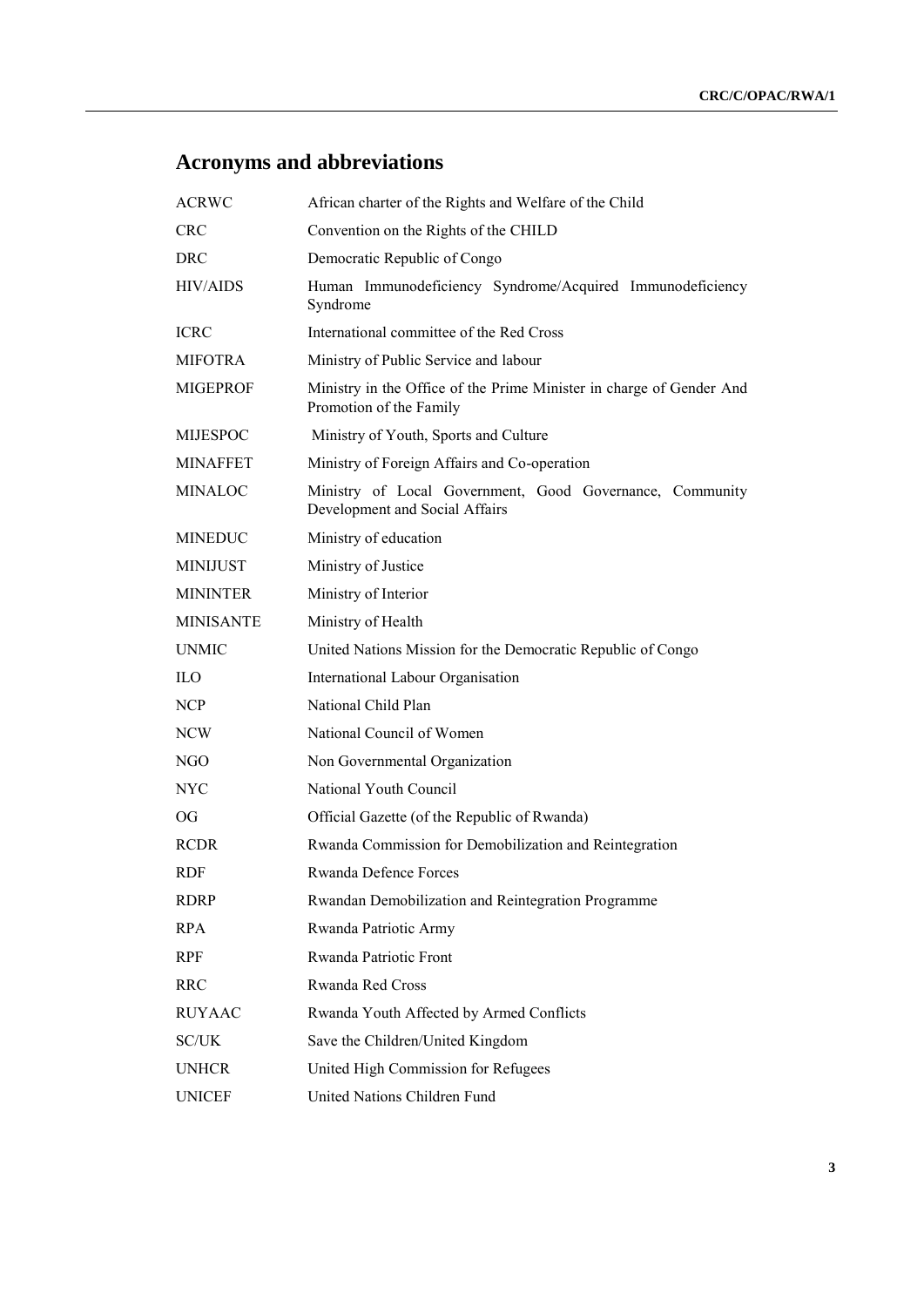## Acronyms and abbreviations

| | |
|---|---|
| ACRWC | African charter of the Rights and Welfare of the Child |
| CRC | Convention on the Rights of the CHILD |
| DRC | Democratic Republic of Congo |
| HIV/AIDS | Human Immunodeficiency Syndrome/Acquired Immunodeficiency Syndrome |
| ICRC | International committee of the Red Cross |
| MIFOTRA | Ministry of Public Service and labour |
| MIGEPROF | Ministry in the Office of the Prime Minister in charge of Gender And Promotion of the Family |
| MIJESPOC | Ministry of Youth, Sports and Culture |
| MINAFFET | Ministry of Foreign Affairs and Co-operation |
| MINALOC | Ministry of Local Government, Good Governance, Community Development and Social Affairs |
| MINEDUC | Ministry of education |
| MINIJUST | Ministry of Justice |
| MININTER | Ministry of Interior |
| MINISANTE | Ministry of Health |
| UNMIC | United Nations Mission for the Democratic Republic of Congo |
| ILO | International Labour Organisation |
| NCP | National Child Plan |
| NCW | National Council of Women |
| NGO | Non Governmental Organization |
| NYC | National Youth Council |
| OG | Official Gazette (of the Republic of Rwanda) |
| RCDR | Rwanda Commission for Demobilization and Reintegration |
| RDF | Rwanda Defence Forces |
| RDRP | Rwandan Demobilization and Reintegration Programme |
| RPA | Rwanda Patriotic Army |
| RPF | Rwanda Patriotic Front |
| RRC | Rwanda Red Cross |
| RUYAAC | Rwanda Youth Affected by Armed Conflicts |
| SC/UK | Save the Children/United Kingdom |
| UNHCR | United High Commission for Refugees |
| UNICEF | United Nations Children Fund |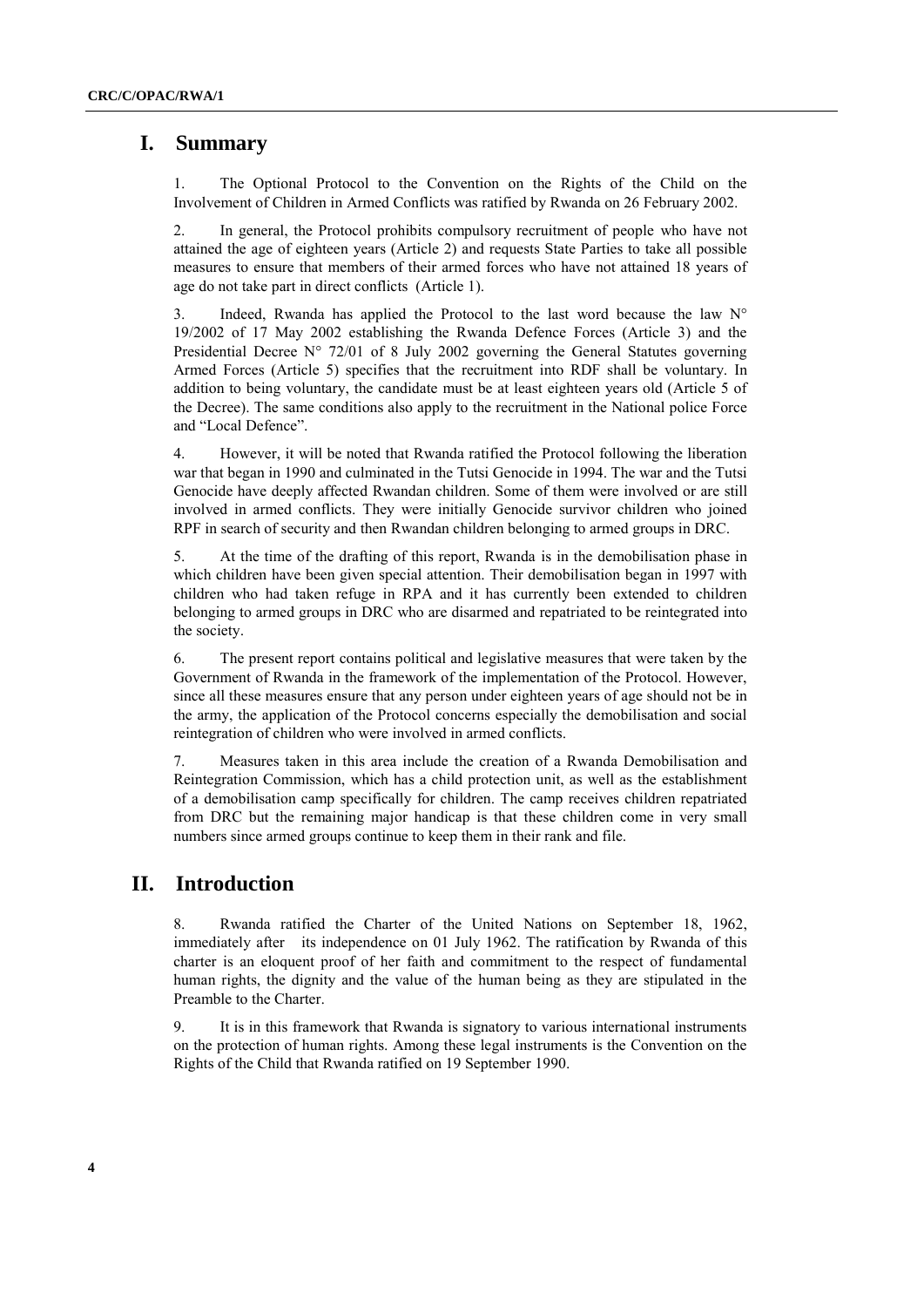## I. Summary

1. The Optional Protocol to the Convention on the Rights of the Child on the Involvement of Children in Armed Conflicts was ratified by Rwanda on 26 February 2002.

2. In general, the Protocol prohibits compulsory recruitment of people who have not attained the age of eighteen years (Article 2) and requests State Parties to take all possible measures to ensure that members of their armed forces who have not attained 18 years of age do not take part in direct conflicts (Article 1).

3. Indeed, Rwanda has applied the Protocol to the last word because the law N° 19/2002 of 17 May 2002 establishing the Rwanda Defence Forces (Article 3) and the Presidential Decree N° 72/01 of 8 July 2002 governing the General Statutes governing Armed Forces (Article 5) specifies that the recruitment into RDF shall be voluntary. In addition to being voluntary, the candidate must be at least eighteen years old (Article 5 of the Decree). The same conditions also apply to the recruitment in the National police Force and "Local Defence".

4. However, it will be noted that Rwanda ratified the Protocol following the liberation war that began in 1990 and culminated in the Tutsi Genocide in 1994. The war and the Tutsi Genocide have deeply affected Rwandan children. Some of them were involved or are still involved in armed conflicts. They were initially Genocide survivor children who joined RPF in search of security and then Rwandan children belonging to armed groups in DRC.

5. At the time of the drafting of this report, Rwanda is in the demobilisation phase in which children have been given special attention. Their demobilisation began in 1997 with children who had taken refuge in RPA and it has currently been extended to children belonging to armed groups in DRC who are disarmed and repatriated to be reintegrated into the society.

6. The present report contains political and legislative measures that were taken by the Government of Rwanda in the framework of the implementation of the Protocol. However, since all these measures ensure that any person under eighteen years of age should not be in the army, the application of the Protocol concerns especially the demobilisation and social reintegration of children who were involved in armed conflicts.

7. Measures taken in this area include the creation of a Rwanda Demobilisation and Reintegration Commission, which has a child protection unit, as well as the establishment of a demobilisation camp specifically for children. The camp receives children repatriated from DRC but the remaining major handicap is that these children come in very small numbers since armed groups continue to keep them in their rank and file.

## II. Introduction

8. Rwanda ratified the Charter of the United Nations on September 18, 1962, immediately after its independence on 01 July 1962. The ratification by Rwanda of this charter is an eloquent proof of her faith and commitment to the respect of fundamental human rights, the dignity and the value of the human being as they are stipulated in the Preamble to the Charter.

9. It is in this framework that Rwanda is signatory to various international instruments on the protection of human rights. Among these legal instruments is the Convention on the Rights of the Child that Rwanda ratified on 19 September 1990.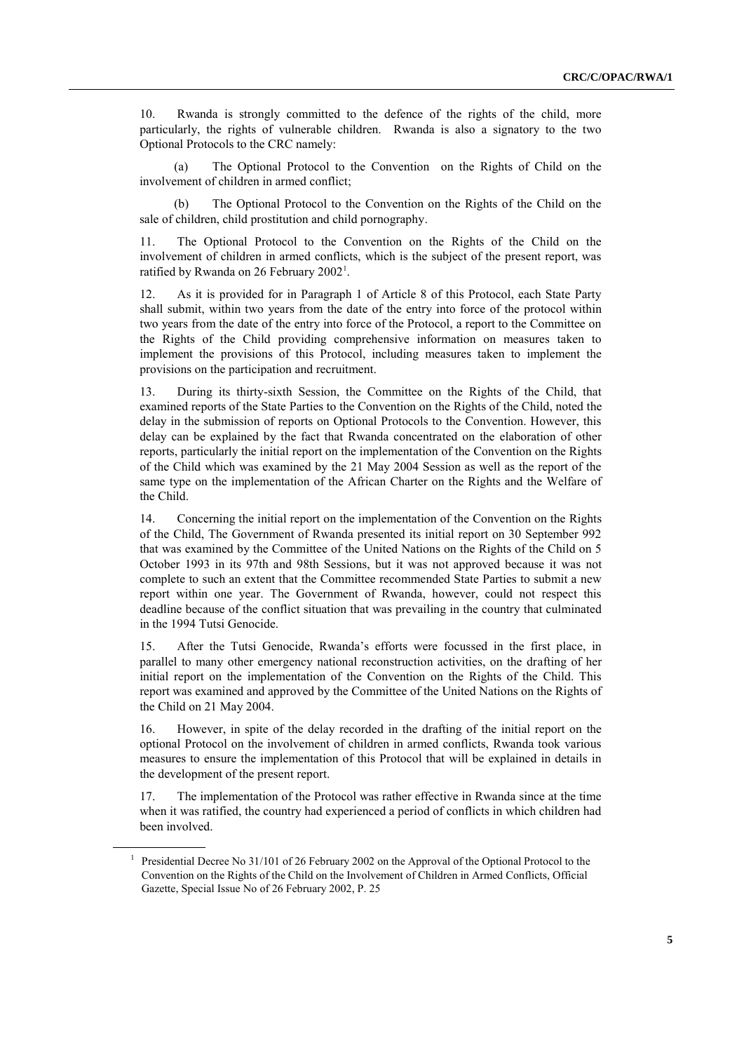10. Rwanda is strongly committed to the defence of the rights of the child, more particularly, the rights of vulnerable children. Rwanda is also a signatory to the two Optional Protocols to the CRC namely:

(a) The Optional Protocol to the Convention on the Rights of Child on the involvement of children in armed conflict;

(b) The Optional Protocol to the Convention on the Rights of the Child on the sale of children, child prostitution and child pornography.

11. The Optional Protocol to the Convention on the Rights of the Child on the involvement of children in armed conflicts, which is the subject of the present report, was ratified by Rwanda on 26 February 2002[1].

12. As it is provided for in Paragraph 1 of Article 8 of this Protocol, each State Party shall submit, within two years from the date of the entry into force of the protocol within two years from the date of the entry into force of the Protocol, a report to the Committee on the Rights of the Child providing comprehensive information on measures taken to implement the provisions of this Protocol, including measures taken to implement the provisions on the participation and recruitment.

13. During its thirty-sixth Session, the Committee on the Rights of the Child, that examined reports of the State Parties to the Convention on the Rights of the Child, noted the delay in the submission of reports on Optional Protocols to the Convention. However, this delay can be explained by the fact that Rwanda concentrated on the elaboration of other reports, particularly the initial report on the implementation of the Convention on the Rights of the Child which was examined by the 21 May 2004 Session as well as the report of the same type on the implementation of the African Charter on the Rights and the Welfare of the Child.

14. Concerning the initial report on the implementation of the Convention on the Rights of the Child, The Government of Rwanda presented its initial report on 30 September 992 that was examined by the Committee of the United Nations on the Rights of the Child on 5 October 1993 in its 97th and 98th Sessions, but it was not approved because it was not complete to such an extent that the Committee recommended State Parties to submit a new report within one year. The Government of Rwanda, however, could not respect this deadline because of the conflict situation that was prevailing in the country that culminated in the 1994 Tutsi Genocide.

15. After the Tutsi Genocide, Rwanda's efforts were focussed in the first place, in parallel to many other emergency national reconstruction activities, on the drafting of her initial report on the implementation of the Convention on the Rights of the Child. This report was examined and approved by the Committee of the United Nations on the Rights of the Child on 21 May 2004.

16. However, in spite of the delay recorded in the drafting of the initial report on the optional Protocol on the involvement of children in armed conflicts, Rwanda took various measures to ensure the implementation of this Protocol that will be explained in details in the development of the present report.

17. The implementation of the Protocol was rather effective in Rwanda since at the time when it was ratified, the country had experienced a period of conflicts in which children had been involved.

[1] Presidential Decree No 31/101 of 26 February 2002 on the Approval of the Optional Protocol to the Convention on the Rights of the Child on the Involvement of Children in Armed Conflicts, Official Gazette, Special Issue No of 26 February 2002, P. 25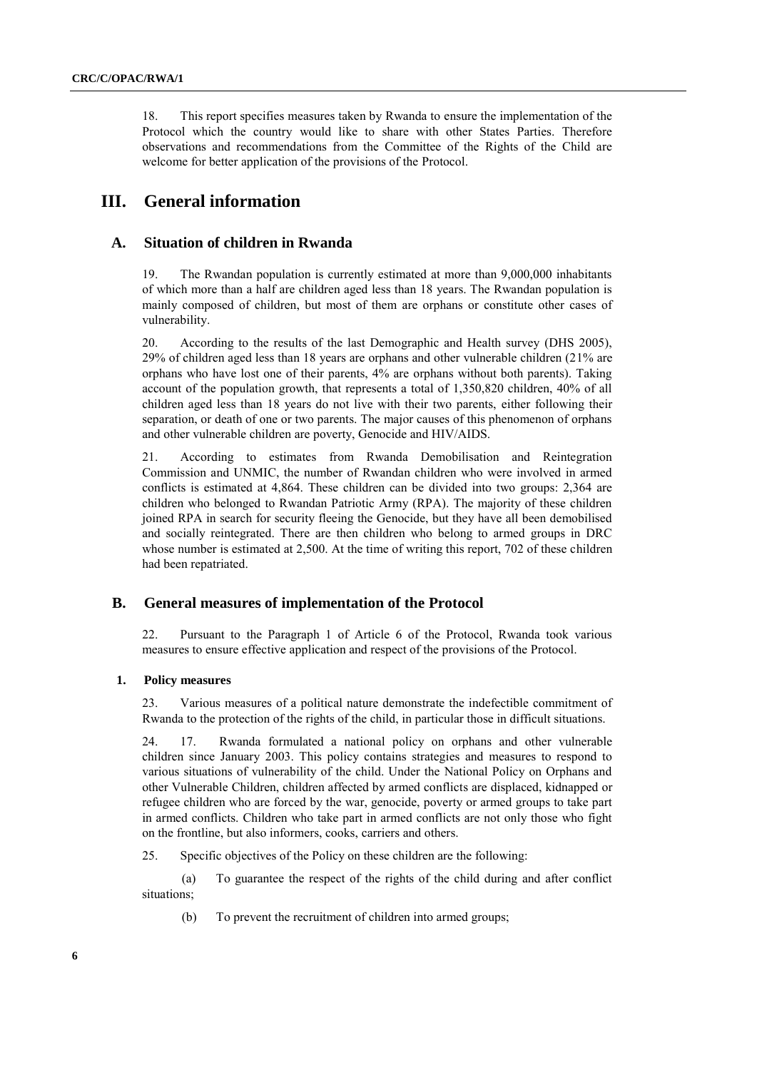18. This report specifies measures taken by Rwanda to ensure the implementation of the Protocol which the country would like to share with other States Parties. Therefore observations and recommendations from the Committee of the Rights of the Child are welcome for better application of the provisions of the Protocol.

# III. General information

## A. Situation of children in Rwanda

19. The Rwandan population is currently estimated at more than 9,000,000 inhabitants of which more than a half are children aged less than 18 years. The Rwandan population is mainly composed of children, but most of them are orphans or constitute other cases of vulnerability.

20. According to the results of the last Demographic and Health survey (DHS 2005), 29% of children aged less than 18 years are orphans and other vulnerable children (21% are orphans who have lost one of their parents, 4% are orphans without both parents). Taking account of the population growth, that represents a total of 1,350,820 children, 40% of all children aged less than 18 years do not live with their two parents, either following their separation, or death of one or two parents. The major causes of this phenomenon of orphans and other vulnerable children are poverty, Genocide and HIV/AIDS.

21. According to estimates from Rwanda Demobilisation and Reintegration Commission and UNMIC, the number of Rwandan children who were involved in armed conflicts is estimated at 4,864. These children can be divided into two groups: 2,364 are children who belonged to Rwandan Patriotic Army (RPA). The majority of these children joined RPA in search for security fleeing the Genocide, but they have all been demobilised and socially reintegrated. There are then children who belong to armed groups in DRC whose number is estimated at 2,500. At the time of writing this report, 702 of these children had been repatriated.

## B. General measures of implementation of the Protocol

22. Pursuant to the Paragraph 1 of Article 6 of the Protocol, Rwanda took various measures to ensure effective application and respect of the provisions of the Protocol.

### 1. Policy measures

23. Various measures of a political nature demonstrate the indefectible commitment of Rwanda to the protection of the rights of the child, in particular those in difficult situations.

24. 17. Rwanda formulated a national policy on orphans and other vulnerable children since January 2003. This policy contains strategies and measures to respond to various situations of vulnerability of the child. Under the National Policy on Orphans and other Vulnerable Children, children affected by armed conflicts are displaced, kidnapped or refugee children who are forced by the war, genocide, poverty or armed groups to take part in armed conflicts. Children who take part in armed conflicts are not only those who fight on the frontline, but also informers, cooks, carriers and others.

25. Specific objectives of the Policy on these children are the following:

(a) To guarantee the respect of the rights of the child during and after conflict situations;

(b) To prevent the recruitment of children into armed groups;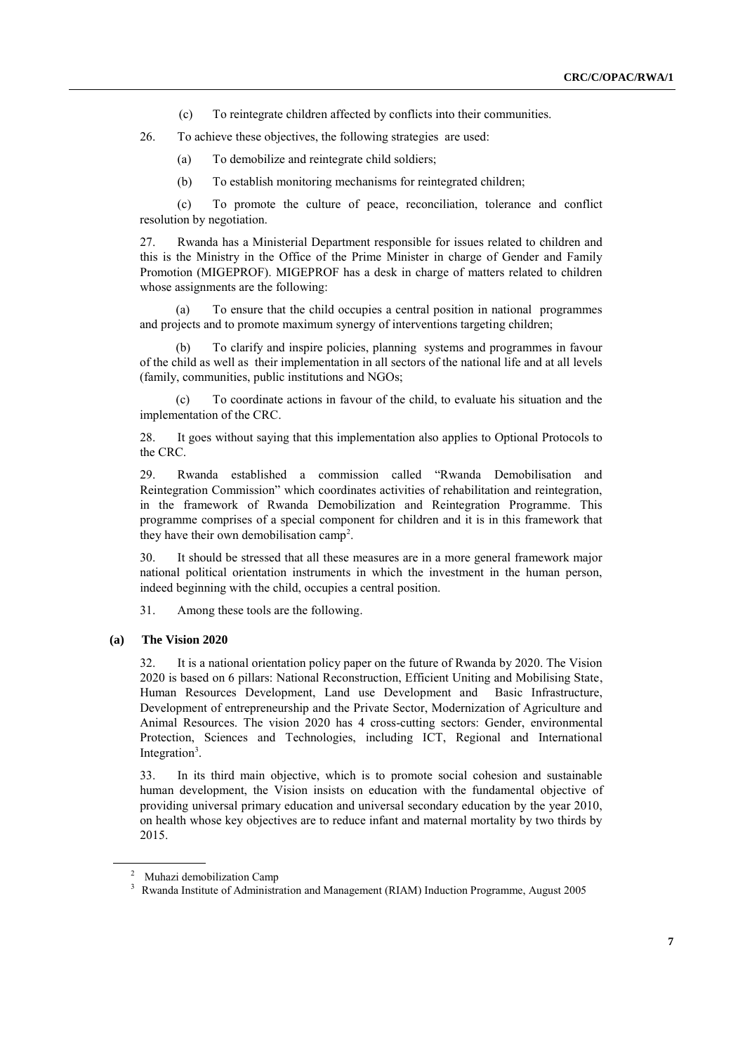(c) To reintegrate children affected by conflicts into their communities.

26. To achieve these objectives, the following strategies are used:

(a) To demobilize and reintegrate child soldiers;

(b) To establish monitoring mechanisms for reintegrated children;

(c) To promote the culture of peace, reconciliation, tolerance and conflict resolution by negotiation.

27. Rwanda has a Ministerial Department responsible for issues related to children and this is the Ministry in the Office of the Prime Minister in charge of Gender and Family Promotion (MIGEPROF). MIGEPROF has a desk in charge of matters related to children whose assignments are the following:

(a) To ensure that the child occupies a central position in national programmes and projects and to promote maximum synergy of interventions targeting children;

(b) To clarify and inspire policies, planning systems and programmes in favour of the child as well as their implementation in all sectors of the national life and at all levels (family, communities, public institutions and NGOs;

(c) To coordinate actions in favour of the child, to evaluate his situation and the implementation of the CRC.

28. It goes without saying that this implementation also applies to Optional Protocols to the CRC.

29. Rwanda established a commission called "Rwanda Demobilisation and Reintegration Commission" which coordinates activities of rehabilitation and reintegration, in the framework of Rwanda Demobilization and Reintegration Programme. This programme comprises of a special component for children and it is in this framework that they have their own demobilisation camp[2].

30. It should be stressed that all these measures are in a more general framework major national political orientation instruments in which the investment in the human person, indeed beginning with the child, occupies a central position.

31. Among these tools are the following.

**(a) The Vision 2020**

32. It is a national orientation policy paper on the future of Rwanda by 2020. The Vision 2020 is based on 6 pillars: National Reconstruction, Efficient Uniting and Mobilising State, Human Resources Development, Land use Development and Basic Infrastructure, Development of entrepreneurship and the Private Sector, Modernization of Agriculture and Animal Resources. The vision 2020 has 4 cross-cutting sectors: Gender, environmental Protection, Sciences and Technologies, including ICT, Regional and International Integration[3].

33. In its third main objective, which is to promote social cohesion and sustainable human development, the Vision insists on education with the fundamental objective of providing universal primary education and universal secondary education by the year 2010, on health whose key objectives are to reduce infant and maternal mortality by two thirds by 2015.

---

[2] Muhazi demobilization Camp

[3] Rwanda Institute of Administration and Management (RIAM) Induction Programme, August 2005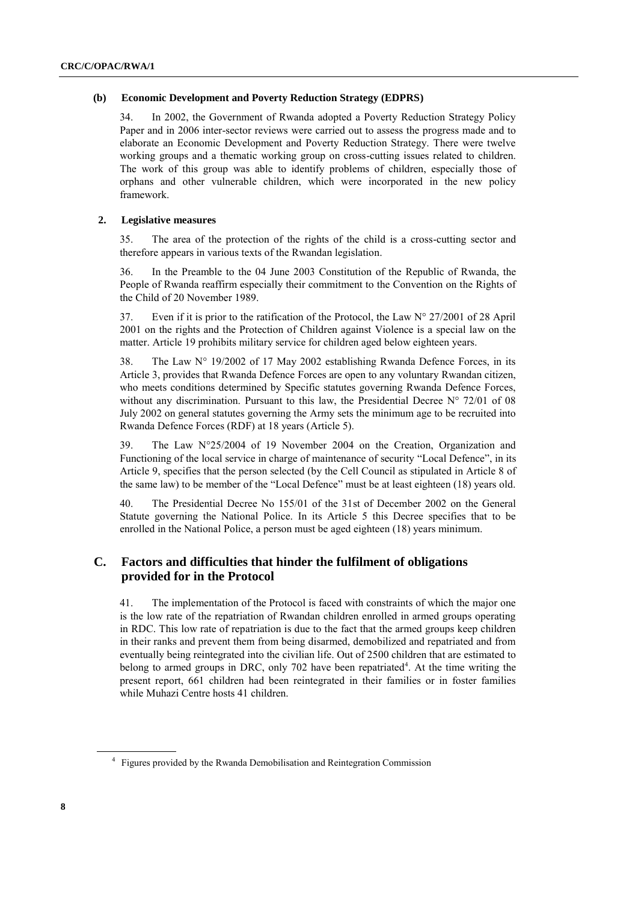### (b) Economic Development and Poverty Reduction Strategy (EDPRS)

34. In 2002, the Government of Rwanda adopted a Poverty Reduction Strategy Policy Paper and in 2006 inter-sector reviews were carried out to assess the progress made and to elaborate an Economic Development and Poverty Reduction Strategy. There were twelve working groups and a thematic working group on cross-cutting issues related to children. The work of this group was able to identify problems of children, especially those of orphans and other vulnerable children, which were incorporated in the new policy framework.

## 2. Legislative measures

35. The area of the protection of the rights of the child is a cross-cutting sector and therefore appears in various texts of the Rwandan legislation.

36. In the Preamble to the 04 June 2003 Constitution of the Republic of Rwanda, the People of Rwanda reaffirm especially their commitment to the Convention on the Rights of the Child of 20 November 1989.

37. Even if it is prior to the ratification of the Protocol, the Law N° 27/2001 of 28 April 2001 on the rights and the Protection of Children against Violence is a special law on the matter. Article 19 prohibits military service for children aged below eighteen years.

38. The Law N° 19/2002 of 17 May 2002 establishing Rwanda Defence Forces, in its Article 3, provides that Rwanda Defence Forces are open to any voluntary Rwandan citizen, who meets conditions determined by Specific statutes governing Rwanda Defence Forces, without any discrimination. Pursuant to this law, the Presidential Decree N° 72/01 of 08 July 2002 on general statutes governing the Army sets the minimum age to be recruited into Rwanda Defence Forces (RDF) at 18 years (Article 5).

39. The Law N°25/2004 of 19 November 2004 on the Creation, Organization and Functioning of the local service in charge of maintenance of security "Local Defence", in its Article 9, specifies that the person selected (by the Cell Council as stipulated in Article 8 of the same law) to be member of the "Local Defence" must be at least eighteen (18) years old.

40. The Presidential Decree No 155/01 of the 31st of December 2002 on the General Statute governing the National Police. In its Article 5 this Decree specifies that to be enrolled in the National Police, a person must be aged eighteen (18) years minimum.

# C. Factors and difficulties that hinder the fulfilment of obligations provided for in the Protocol

41. The implementation of the Protocol is faced with constraints of which the major one is the low rate of the repatriation of Rwandan children enrolled in armed groups operating in RDC. This low rate of repatriation is due to the fact that the armed groups keep children in their ranks and prevent them from being disarmed, demobilized and repatriated and from eventually being reintegrated into the civilian life. Out of 2500 children that are estimated to belong to armed groups in DRC, only 702 have been repatriated[4]. At the time writing the present report, 661 children had been reintegrated in their families or in foster families while Muhazi Centre hosts 41 children.

[4] Figures provided by the Rwanda Demobilisation and Reintegration Commission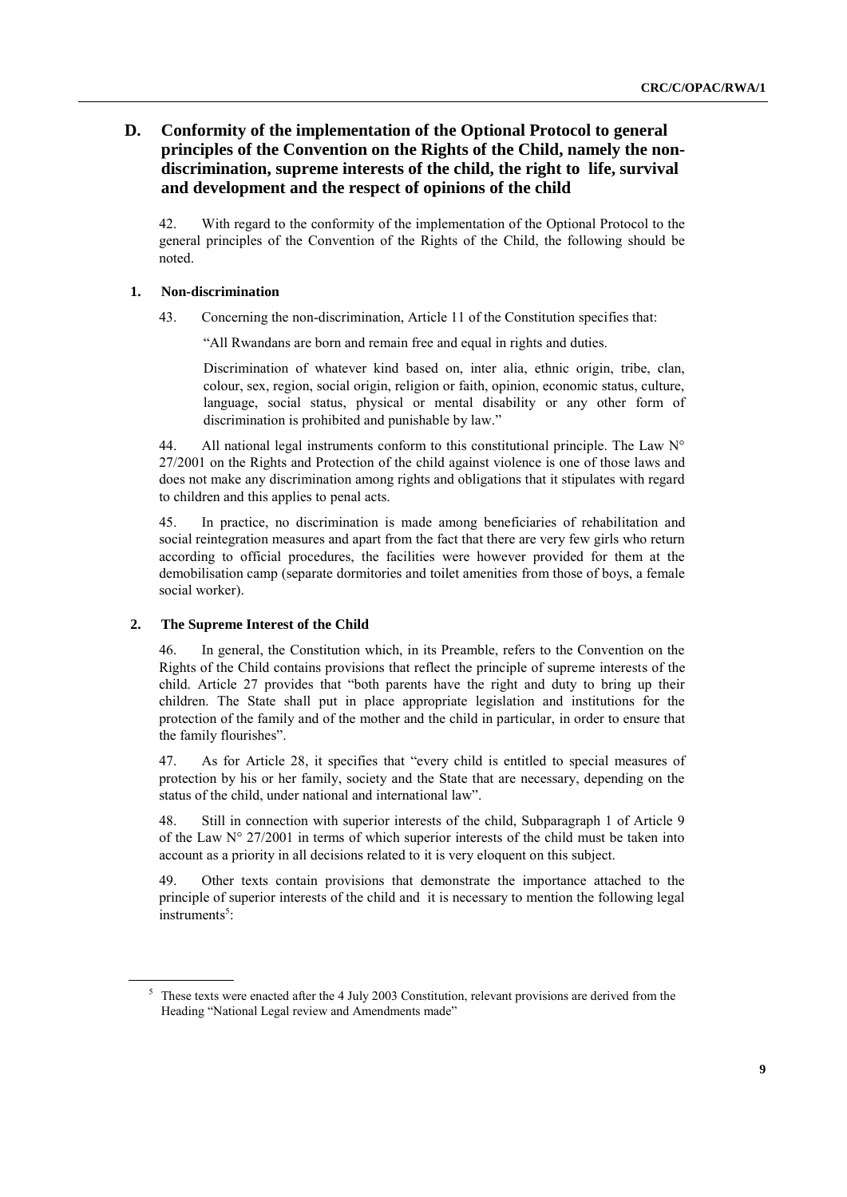## D. Conformity of the implementation of the Optional Protocol to general principles of the Convention on the Rights of the Child, namely the non-discrimination, supreme interests of the child, the right to life, survival and development and the respect of opinions of the child

42. With regard to the conformity of the implementation of the Optional Protocol to the general principles of the Convention of the Rights of the Child, the following should be noted.

### 1. Non-discrimination

43. Concerning the non-discrimination, Article 11 of the Constitution specifies that:

> "All Rwandans are born and remain free and equal in rights and duties.
>
> Discrimination of whatever kind based on, inter alia, ethnic origin, tribe, clan, colour, sex, region, social origin, religion or faith, opinion, economic status, culture, language, social status, physical or mental disability or any other form of discrimination is prohibited and punishable by law."

44. All national legal instruments conform to this constitutional principle. The Law N° 27/2001 on the Rights and Protection of the child against violence is one of those laws and does not make any discrimination among rights and obligations that it stipulates with regard to children and this applies to penal acts.

45. In practice, no discrimination is made among beneficiaries of rehabilitation and social reintegration measures and apart from the fact that there are very few girls who return according to official procedures, the facilities were however provided for them at the demobilisation camp (separate dormitories and toilet amenities from those of boys, a female social worker).

### 2. The Supreme Interest of the Child

46. In general, the Constitution which, in its Preamble, refers to the Convention on the Rights of the Child contains provisions that reflect the principle of supreme interests of the child. Article 27 provides that "both parents have the right and duty to bring up their children. The State shall put in place appropriate legislation and institutions for the protection of the family and of the mother and the child in particular, in order to ensure that the family flourishes".

47. As for Article 28, it specifies that "every child is entitled to special measures of protection by his or her family, society and the State that are necessary, depending on the status of the child, under national and international law".

48. Still in connection with superior interests of the child, Subparagraph 1 of Article 9 of the Law N° 27/2001 in terms of which superior interests of the child must be taken into account as a priority in all decisions related to it is very eloquent on this subject.

49. Other texts contain provisions that demonstrate the importance attached to the principle of superior interests of the child and it is necessary to mention the following legal instruments[5]:

---

[5] These texts were enacted after the 4 July 2003 Constitution, relevant provisions are derived from the Heading "National Legal review and Amendments made"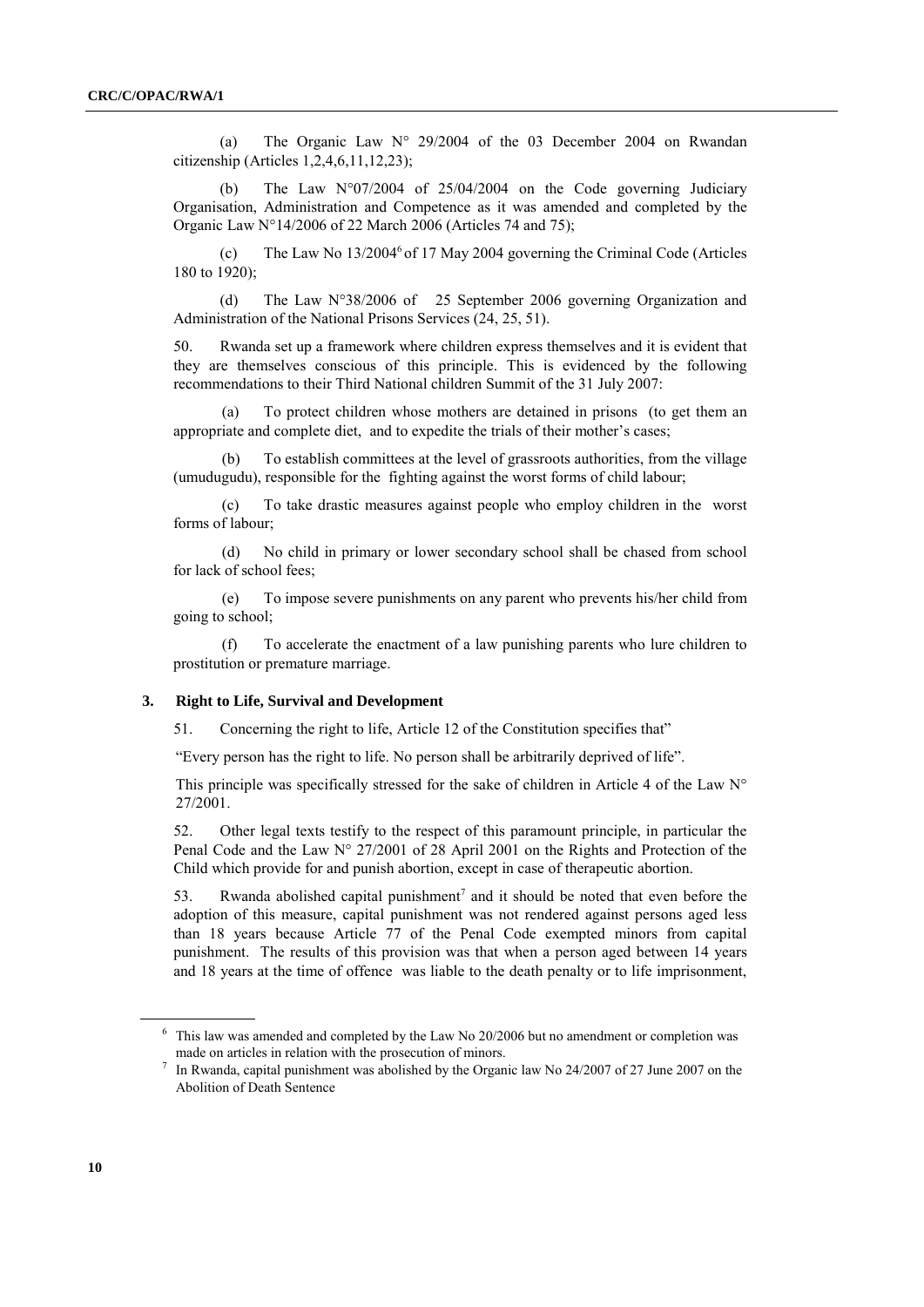(a) The Organic Law N° 29/2004 of the 03 December 2004 on Rwandan citizenship (Articles 1,2,4,6,11,12,23);

(b) The Law N°07/2004 of 25/04/2004 on the Code governing Judiciary Organisation, Administration and Competence as it was amended and completed by the Organic Law N°14/2006 of 22 March 2006 (Articles 74 and 75);

(c) The Law No 13/2004[6] of 17 May 2004 governing the Criminal Code (Articles 180 to 1920);

(d) The Law N°38/2006 of 25 September 2006 governing Organization and Administration of the National Prisons Services (24, 25, 51).

50. Rwanda set up a framework where children express themselves and it is evident that they are themselves conscious of this principle. This is evidenced by the following recommendations to their Third National children Summit of the 31 July 2007:

(a) To protect children whose mothers are detained in prisons (to get them an appropriate and complete diet, and to expedite the trials of their mother's cases;

(b) To establish committees at the level of grassroots authorities, from the village (umudugudu), responsible for the fighting against the worst forms of child labour;

(c) To take drastic measures against people who employ children in the worst forms of labour;

(d) No child in primary or lower secondary school shall be chased from school for lack of school fees;

(e) To impose severe punishments on any parent who prevents his/her child from going to school;

(f) To accelerate the enactment of a law punishing parents who lure children to prostitution or premature marriage.

### 3. Right to Life, Survival and Development

51. Concerning the right to life, Article 12 of the Constitution specifies that"

"Every person has the right to life. No person shall be arbitrarily deprived of life".

This principle was specifically stressed for the sake of children in Article 4 of the Law N° 27/2001.

52. Other legal texts testify to the respect of this paramount principle, in particular the Penal Code and the Law N° 27/2001 of 28 April 2001 on the Rights and Protection of the Child which provide for and punish abortion, except in case of therapeutic abortion.

53. Rwanda abolished capital punishment[7] and it should be noted that even before the adoption of this measure, capital punishment was not rendered against persons aged less than 18 years because Article 77 of the Penal Code exempted minors from capital punishment. The results of this provision was that when a person aged between 14 years and 18 years at the time of offence was liable to the death penalty or to life imprisonment,

---

[6] This law was amended and completed by the Law No 20/2006 but no amendment or completion was made on articles in relation with the prosecution of minors.

[7] In Rwanda, capital punishment was abolished by the Organic law No 24/2007 of 27 June 2007 on the Abolition of Death Sentence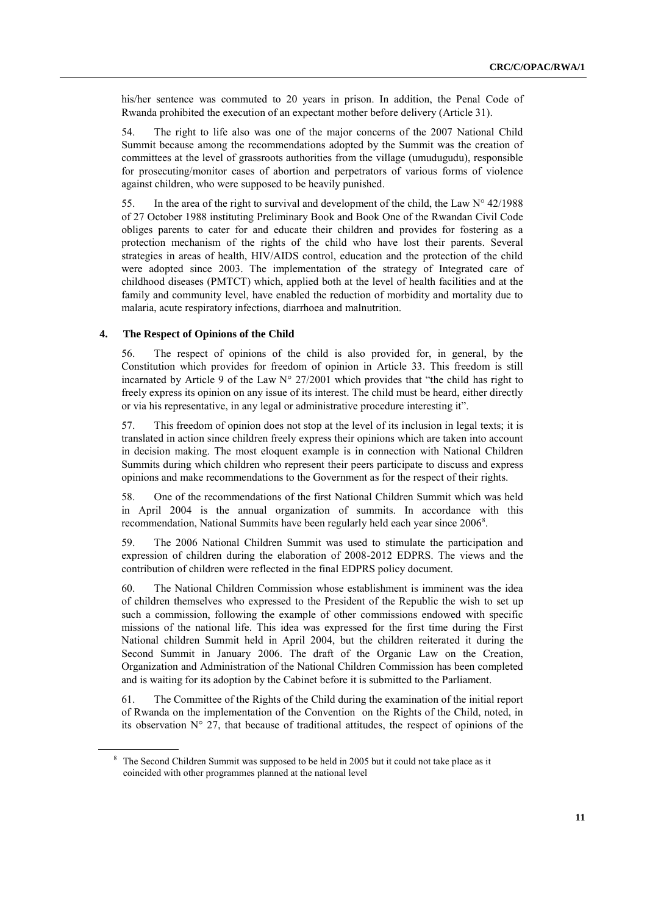his/her sentence was commuted to 20 years in prison. In addition, the Penal Code of Rwanda prohibited the execution of an expectant mother before delivery (Article 31).

54. The right to life also was one of the major concerns of the 2007 National Child Summit because among the recommendations adopted by the Summit was the creation of committees at the level of grassroots authorities from the village (umudugudu), responsible for prosecuting/monitor cases of abortion and perpetrators of various forms of violence against children, who were supposed to be heavily punished.

55. In the area of the right to survival and development of the child, the Law N° 42/1988 of 27 October 1988 instituting Preliminary Book and Book One of the Rwandan Civil Code obliges parents to cater for and educate their children and provides for fostering as a protection mechanism of the rights of the child who have lost their parents. Several strategies in areas of health, HIV/AIDS control, education and the protection of the child were adopted since 2003. The implementation of the strategy of Integrated care of childhood diseases (PMTCT) which, applied both at the level of health facilities and at the family and community level, have enabled the reduction of morbidity and mortality due to malaria, acute respiratory infections, diarrhoea and malnutrition.

### 4. The Respect of Opinions of the Child

56. The respect of opinions of the child is also provided for, in general, by the Constitution which provides for freedom of opinion in Article 33. This freedom is still incarnated by Article 9 of the Law N° 27/2001 which provides that "the child has right to freely express its opinion on any issue of its interest. The child must be heard, either directly or via his representative, in any legal or administrative procedure interesting it".

57. This freedom of opinion does not stop at the level of its inclusion in legal texts; it is translated in action since children freely express their opinions which are taken into account in decision making. The most eloquent example is in connection with National Children Summits during which children who represent their peers participate to discuss and express opinions and make recommendations to the Government as for the respect of their rights.

58. One of the recommendations of the first National Children Summit which was held in April 2004 is the annual organization of summits. In accordance with this recommendation, National Summits have been regularly held each year since 2006[8].

59. The 2006 National Children Summit was used to stimulate the participation and expression of children during the elaboration of 2008-2012 EDPRS. The views and the contribution of children were reflected in the final EDPRS policy document.

60. The National Children Commission whose establishment is imminent was the idea of children themselves who expressed to the President of the Republic the wish to set up such a commission, following the example of other commissions endowed with specific missions of the national life. This idea was expressed for the first time during the First National children Summit held in April 2004, but the children reiterated it during the Second Summit in January 2006. The draft of the Organic Law on the Creation, Organization and Administration of the National Children Commission has been completed and is waiting for its adoption by the Cabinet before it is submitted to the Parliament.

61. The Committee of the Rights of the Child during the examination of the initial report of Rwanda on the implementation of the Convention on the Rights of the Child, noted, in its observation N° 27, that because of traditional attitudes, the respect of opinions of the

---

[8] The Second Children Summit was supposed to be held in 2005 but it could not take place as it coincided with other programmes planned at the national level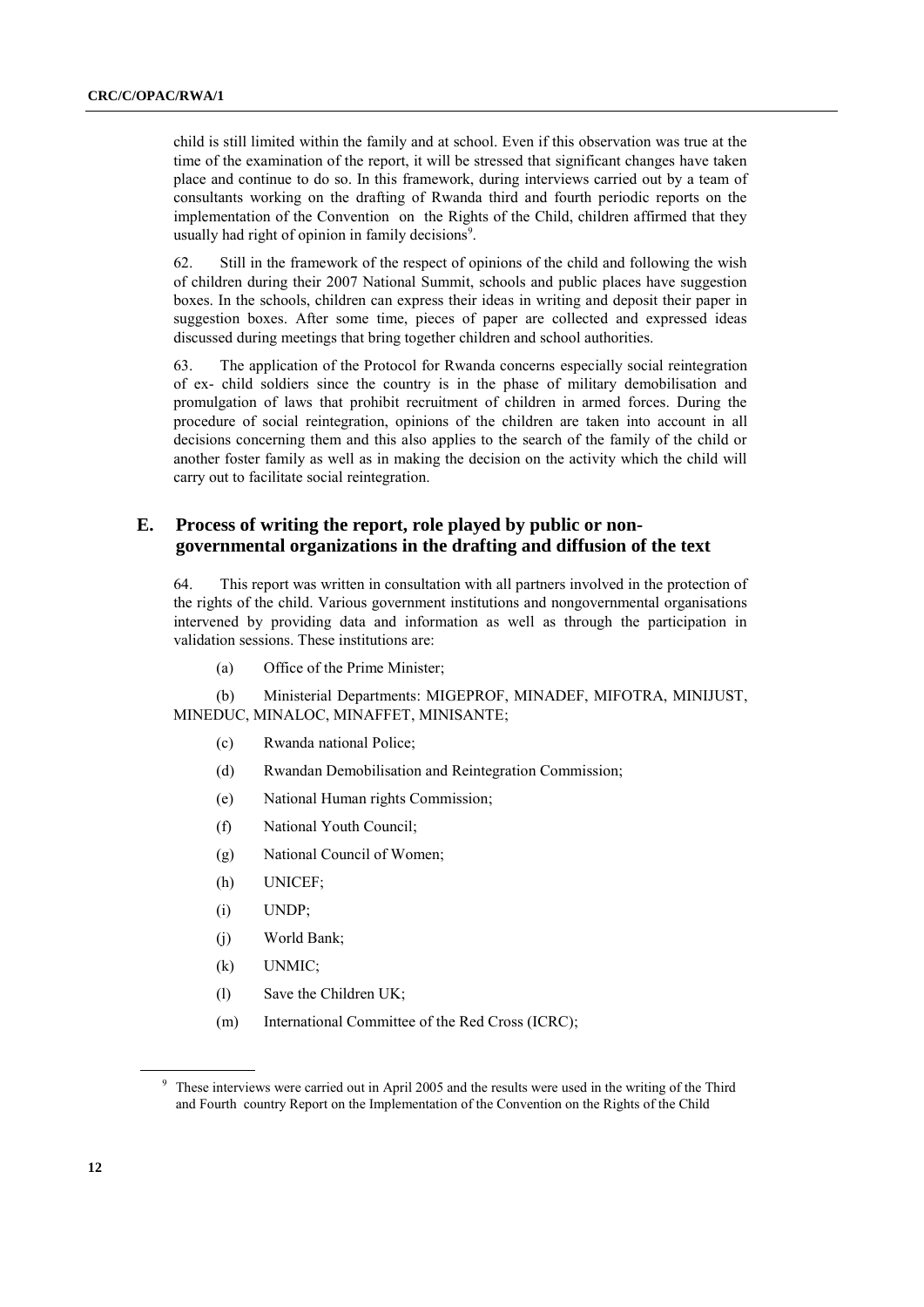child is still limited within the family and at school. Even if this observation was true at the time of the examination of the report, it will be stressed that significant changes have taken place and continue to do so. In this framework, during interviews carried out by a team of consultants working on the drafting of Rwanda third and fourth periodic reports on the implementation of the Convention on the Rights of the Child, children affirmed that they usually had right of opinion in family decisions[9].

62. Still in the framework of the respect of opinions of the child and following the wish of children during their 2007 National Summit, schools and public places have suggestion boxes. In the schools, children can express their ideas in writing and deposit their paper in suggestion boxes. After some time, pieces of paper are collected and expressed ideas discussed during meetings that bring together children and school authorities.

63. The application of the Protocol for Rwanda concerns especially social reintegration of ex- child soldiers since the country is in the phase of military demobilisation and promulgation of laws that prohibit recruitment of children in armed forces. During the procedure of social reintegration, opinions of the children are taken into account in all decisions concerning them and this also applies to the search of the family of the child or another foster family as well as in making the decision on the activity which the child will carry out to facilitate social reintegration.

## E. Process of writing the report, role played by public or non-governmental organizations in the drafting and diffusion of the text

64. This report was written in consultation with all partners involved in the protection of the rights of the child. Various government institutions and nongovernmental organisations intervened by providing data and information as well as through the participation in validation sessions. These institutions are:

(a) Office of the Prime Minister;

(b) Ministerial Departments: MIGEPROF, MINADEF, MIFOTRA, MINIJUST, MINEDUC, MINALOC, MINAFFET, MINISANTE;

(c) Rwanda national Police;

(d) Rwandan Demobilisation and Reintegration Commission;

(e) National Human rights Commission;

(f) National Youth Council;

(g) National Council of Women;

(h) UNICEF;

(i) UNDP;

(j) World Bank;

(k) UNMIC;

(l) Save the Children UK;

(m) International Committee of the Red Cross (ICRC);

[9] These interviews were carried out in April 2005 and the results were used in the writing of the Third and Fourth country Report on the Implementation of the Convention on the Rights of the Child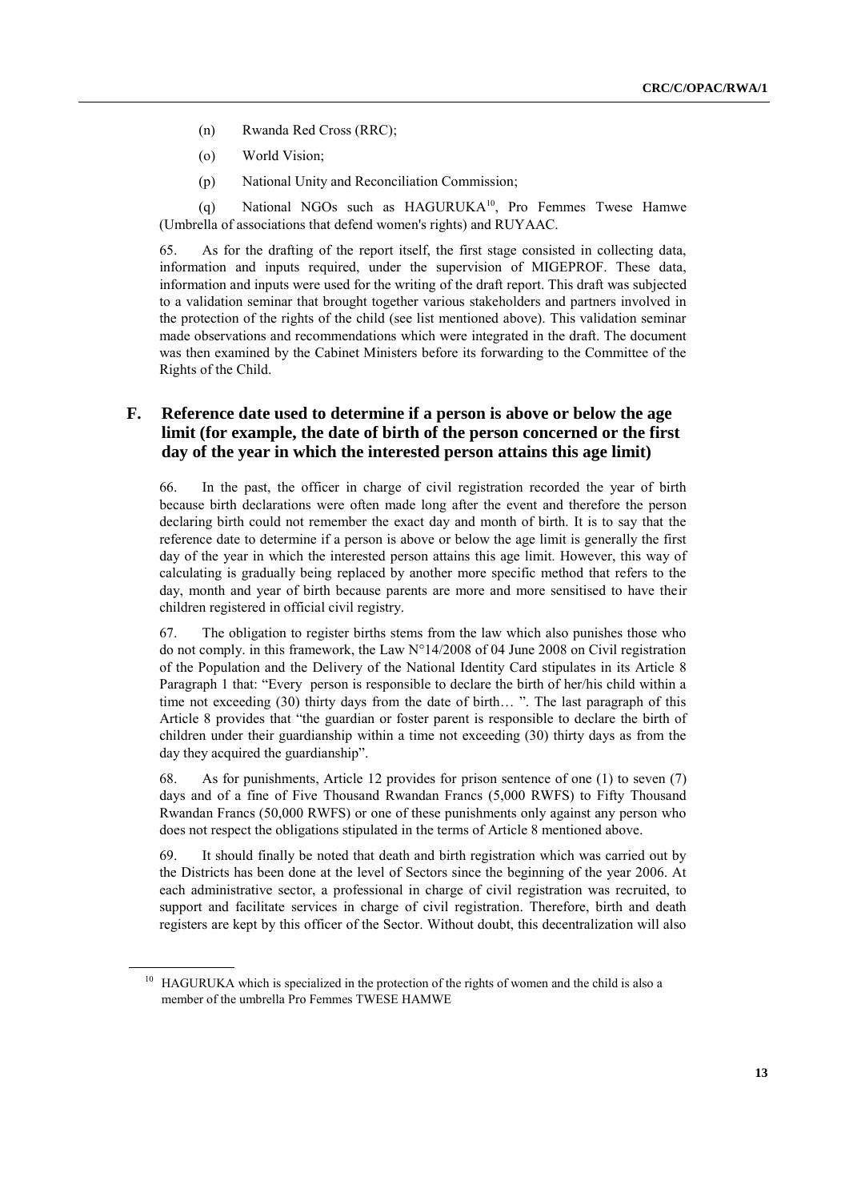(n) Rwanda Red Cross (RRC);

(o) World Vision;

(p) National Unity and Reconciliation Commission;

(q) National NGOs such as HAGURUKA[10], Pro Femmes Twese Hamwe (Umbrella of associations that defend women's rights) and RUYAAC.

65. As for the drafting of the report itself, the first stage consisted in collecting data, information and inputs required, under the supervision of MIGEPROF. These data, information and inputs were used for the writing of the draft report. This draft was subjected to a validation seminar that brought together various stakeholders and partners involved in the protection of the rights of the child (see list mentioned above). This validation seminar made observations and recommendations which were integrated in the draft. The document was then examined by the Cabinet Ministers before its forwarding to the Committee of the Rights of the Child.

## F. Reference date used to determine if a person is above or below the age limit (for example, the date of birth of the person concerned or the first day of the year in which the interested person attains this age limit)

66. In the past, the officer in charge of civil registration recorded the year of birth because birth declarations were often made long after the event and therefore the person declaring birth could not remember the exact day and month of birth. It is to say that the reference date to determine if a person is above or below the age limit is generally the first day of the year in which the interested person attains this age limit. However, this way of calculating is gradually being replaced by another more specific method that refers to the day, month and year of birth because parents are more and more sensitised to have their children registered in official civil registry.

67. The obligation to register births stems from the law which also punishes those who do not comply. in this framework, the Law N°14/2008 of 04 June 2008 on Civil registration of the Population and the Delivery of the National Identity Card stipulates in its Article 8 Paragraph 1 that: "Every person is responsible to declare the birth of her/his child within a time not exceeding (30) thirty days from the date of birth… ". The last paragraph of this Article 8 provides that "the guardian or foster parent is responsible to declare the birth of children under their guardianship within a time not exceeding (30) thirty days as from the day they acquired the guardianship".

68. As for punishments, Article 12 provides for prison sentence of one (1) to seven (7) days and of a fine of Five Thousand Rwandan Francs (5,000 RWFS) to Fifty Thousand Rwandan Francs (50,000 RWFS) or one of these punishments only against any person who does not respect the obligations stipulated in the terms of Article 8 mentioned above.

69. It should finally be noted that death and birth registration which was carried out by the Districts has been done at the level of Sectors since the beginning of the year 2006. At each administrative sector, a professional in charge of civil registration was recruited, to support and facilitate services in charge of civil registration. Therefore, birth and death registers are kept by this officer of the Sector. Without doubt, this decentralization will also

---

[10] HAGURUKA which is specialized in the protection of the rights of women and the child is also a member of the umbrella Pro Femmes TWESE HAMWE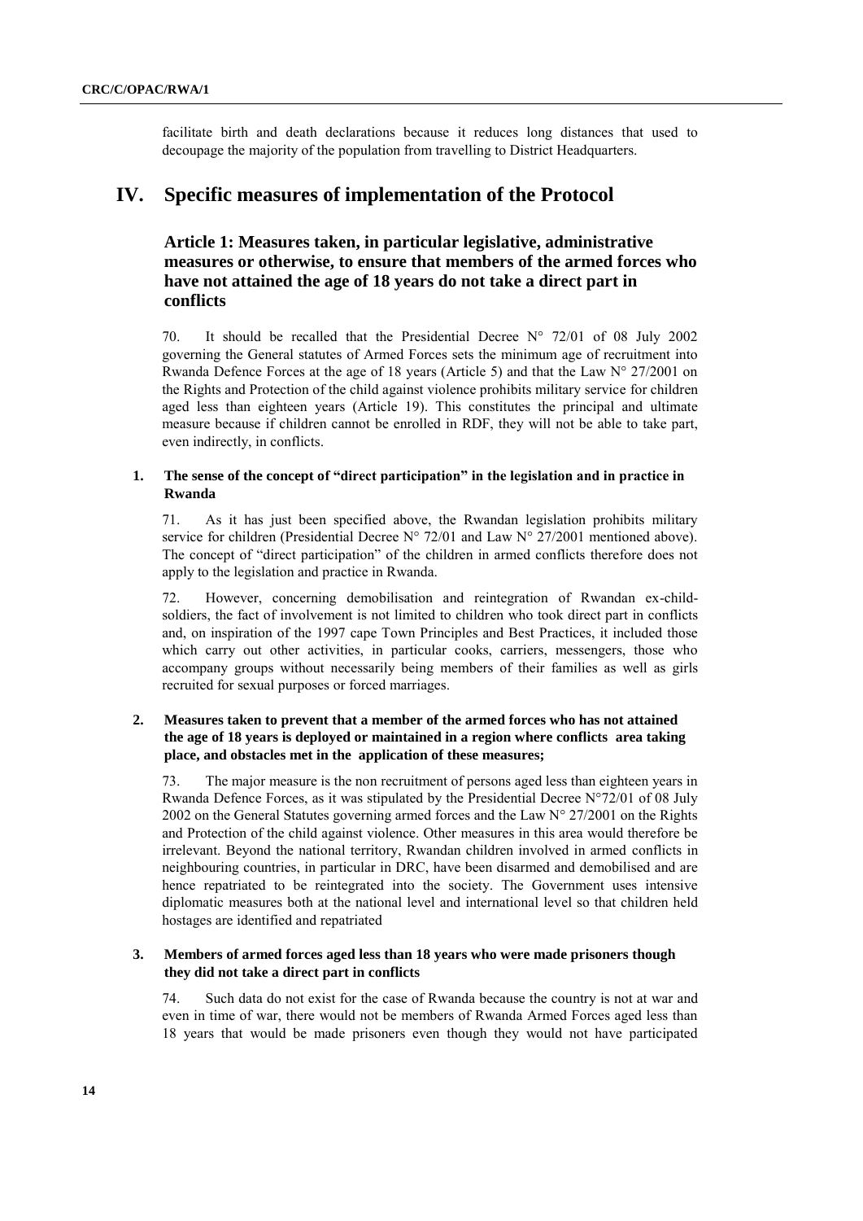facilitate birth and death declarations because it reduces long distances that used to decoupage the majority of the population from travelling to District Headquarters.

# IV. Specific measures of implementation of the Protocol

## Article 1: Measures taken, in particular legislative, administrative measures or otherwise, to ensure that members of the armed forces who have not attained the age of 18 years do not take a direct part in conflicts

70. It should be recalled that the Presidential Decree N° 72/01 of 08 July 2002 governing the General statutes of Armed Forces sets the minimum age of recruitment into Rwanda Defence Forces at the age of 18 years (Article 5) and that the Law N° 27/2001 on the Rights and Protection of the child against violence prohibits military service for children aged less than eighteen years (Article 19). This constitutes the principal and ultimate measure because if children cannot be enrolled in RDF, they will not be able to take part, even indirectly, in conflicts.

### 1. The sense of the concept of "direct participation" in the legislation and in practice in Rwanda

71. As it has just been specified above, the Rwandan legislation prohibits military service for children (Presidential Decree N° 72/01 and Law N° 27/2001 mentioned above). The concept of "direct participation" of the children in armed conflicts therefore does not apply to the legislation and practice in Rwanda.

72. However, concerning demobilisation and reintegration of Rwandan ex-child-soldiers, the fact of involvement is not limited to children who took direct part in conflicts and, on inspiration of the 1997 cape Town Principles and Best Practices, it included those which carry out other activities, in particular cooks, carriers, messengers, those who accompany groups without necessarily being members of their families as well as girls recruited for sexual purposes or forced marriages.

### 2. Measures taken to prevent that a member of the armed forces who has not attained the age of 18 years is deployed or maintained in a region where conflicts area taking place, and obstacles met in the application of these measures;

73. The major measure is the non recruitment of persons aged less than eighteen years in Rwanda Defence Forces, as it was stipulated by the Presidential Decree N°72/01 of 08 July 2002 on the General Statutes governing armed forces and the Law N° 27/2001 on the Rights and Protection of the child against violence. Other measures in this area would therefore be irrelevant. Beyond the national territory, Rwandan children involved in armed conflicts in neighbouring countries, in particular in DRC, have been disarmed and demobilised and are hence repatriated to be reintegrated into the society. The Government uses intensive diplomatic measures both at the national level and international level so that children held hostages are identified and repatriated

### 3. Members of armed forces aged less than 18 years who were made prisoners though they did not take a direct part in conflicts

74. Such data do not exist for the case of Rwanda because the country is not at war and even in time of war, there would not be members of Rwanda Armed Forces aged less than 18 years that would be made prisoners even though they would not have participated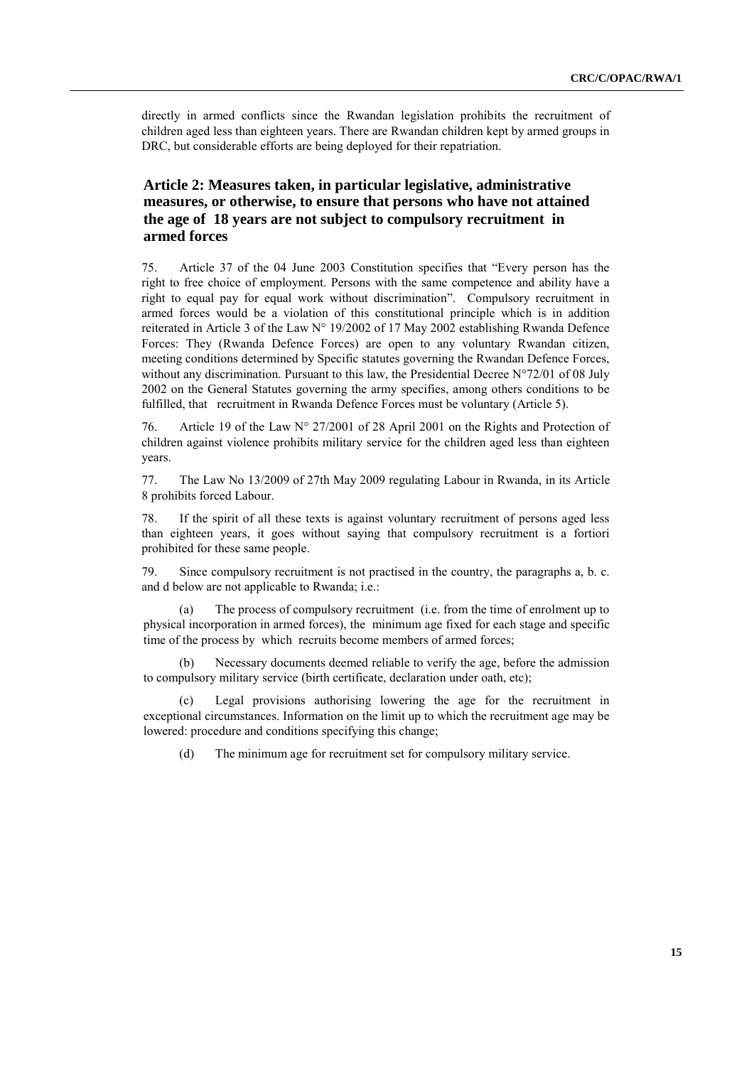directly in armed conflicts since the Rwandan legislation prohibits the recruitment of children aged less than eighteen years. There are Rwandan children kept by armed groups in DRC, but considerable efforts are being deployed for their repatriation.

## Article 2: Measures taken, in particular legislative, administrative measures, or otherwise, to ensure that persons who have not attained the age of 18 years are not subject to compulsory recruitment in armed forces

75. Article 37 of the 04 June 2003 Constitution specifies that "Every person has the right to free choice of employment. Persons with the same competence and ability have a right to equal pay for equal work without discrimination". Compulsory recruitment in armed forces would be a violation of this constitutional principle which is in addition reiterated in Article 3 of the Law N° 19/2002 of 17 May 2002 establishing Rwanda Defence Forces: They (Rwanda Defence Forces) are open to any voluntary Rwandan citizen, meeting conditions determined by Specific statutes governing the Rwandan Defence Forces, without any discrimination. Pursuant to this law, the Presidential Decree N°72/01 of 08 July 2002 on the General Statutes governing the army specifies, among others conditions to be fulfilled, that recruitment in Rwanda Defence Forces must be voluntary (Article 5).

76. Article 19 of the Law N° 27/2001 of 28 April 2001 on the Rights and Protection of children against violence prohibits military service for the children aged less than eighteen years.

77. The Law No 13/2009 of 27th May 2009 regulating Labour in Rwanda, in its Article 8 prohibits forced Labour.

78. If the spirit of all these texts is against voluntary recruitment of persons aged less than eighteen years, it goes without saying that compulsory recruitment is a fortiori prohibited for these same people.

79. Since compulsory recruitment is not practised in the country, the paragraphs a, b. c. and d below are not applicable to Rwanda; i.e.:

(a) The process of compulsory recruitment (i.e. from the time of enrolment up to physical incorporation in armed forces), the minimum age fixed for each stage and specific time of the process by which recruits become members of armed forces;

(b) Necessary documents deemed reliable to verify the age, before the admission to compulsory military service (birth certificate, declaration under oath, etc);

(c) Legal provisions authorising lowering the age for the recruitment in exceptional circumstances. Information on the limit up to which the recruitment age may be lowered: procedure and conditions specifying this change;

(d) The minimum age for recruitment set for compulsory military service.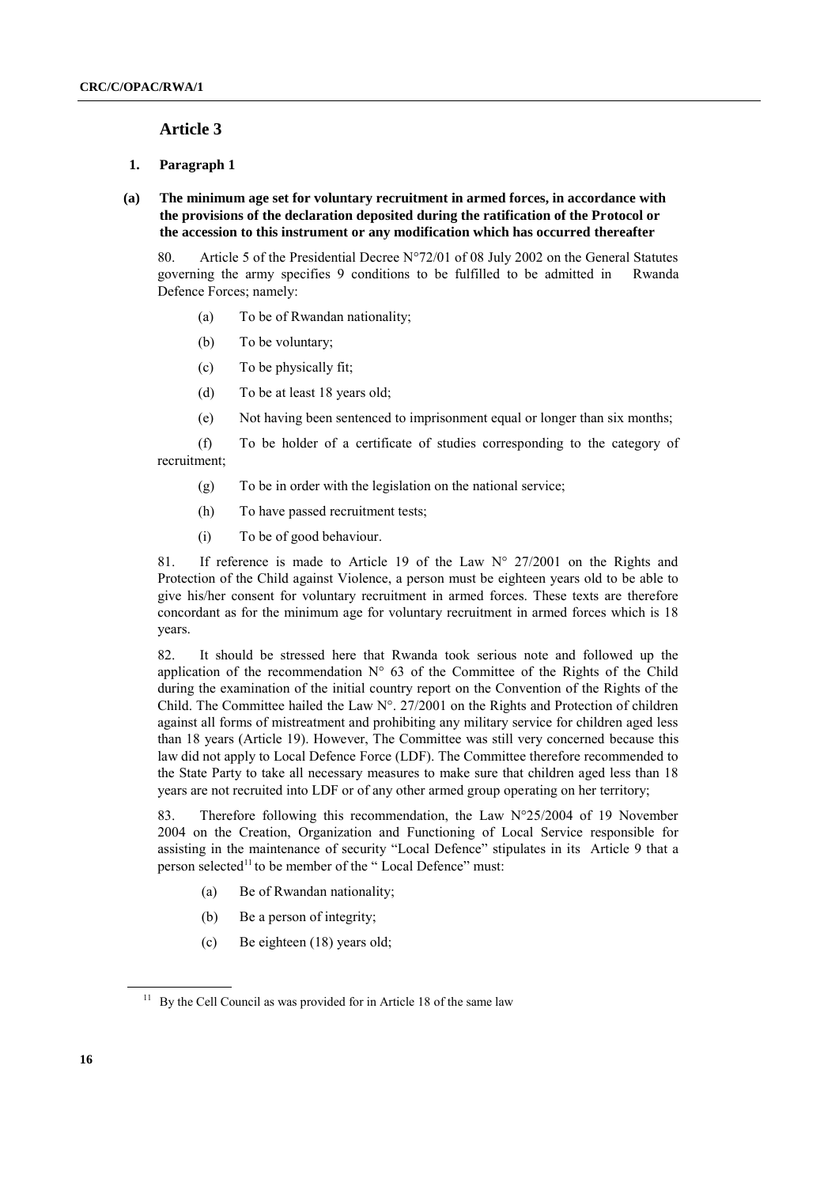## Article 3

### 1. Paragraph 1

#### (a) The minimum age set for voluntary recruitment in armed forces, in accordance with the provisions of the declaration deposited during the ratification of the Protocol or the accession to this instrument or any modification which has occurred thereafter

80. Article 5 of the Presidential Decree N°72/01 of 08 July 2002 on the General Statutes governing the army specifies 9 conditions to be fulfilled to be admitted in Rwanda Defence Forces; namely:

(a) To be of Rwandan nationality;

(b) To be voluntary;

(c) To be physically fit;

(d) To be at least 18 years old;

(e) Not having been sentenced to imprisonment equal or longer than six months;

(f) To be holder of a certificate of studies corresponding to the category of recruitment;

(g) To be in order with the legislation on the national service;

(h) To have passed recruitment tests;

(i) To be of good behaviour.

81. If reference is made to Article 19 of the Law N° 27/2001 on the Rights and Protection of the Child against Violence, a person must be eighteen years old to be able to give his/her consent for voluntary recruitment in armed forces. These texts are therefore concordant as for the minimum age for voluntary recruitment in armed forces which is 18 years.

82. It should be stressed here that Rwanda took serious note and followed up the application of the recommendation N° 63 of the Committee of the Rights of the Child during the examination of the initial country report on the Convention of the Rights of the Child. The Committee hailed the Law N°. 27/2001 on the Rights and Protection of children against all forms of mistreatment and prohibiting any military service for children aged less than 18 years (Article 19). However, The Committee was still very concerned because this law did not apply to Local Defence Force (LDF). The Committee therefore recommended to the State Party to take all necessary measures to make sure that children aged less than 18 years are not recruited into LDF or of any other armed group operating on her territory;

83. Therefore following this recommendation, the Law N°25/2004 of 19 November 2004 on the Creation, Organization and Functioning of Local Service responsible for assisting in the maintenance of security "Local Defence" stipulates in its Article 9 that a person selected[11] to be member of the " Local Defence" must:

(a) Be of Rwandan nationality;

(b) Be a person of integrity;

(c) Be eighteen (18) years old;

[11] By the Cell Council as was provided for in Article 18 of the same law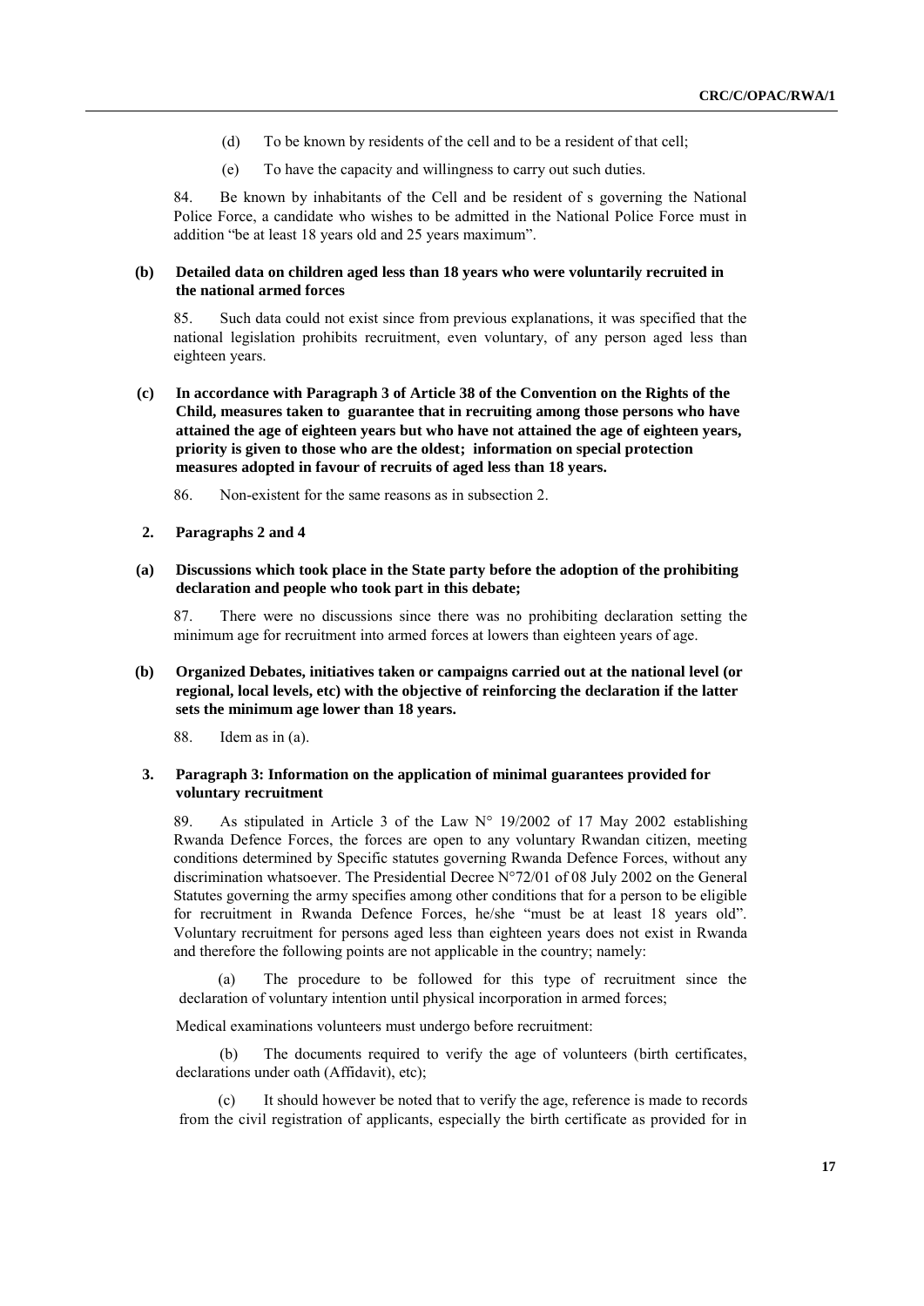(d) To be known by residents of the cell and to be a resident of that cell;

(e) To have the capacity and willingness to carry out such duties.

84. Be known by inhabitants of the Cell and be resident of s governing the National Police Force, a candidate who wishes to be admitted in the National Police Force must in addition "be at least 18 years old and 25 years maximum".

**(b) Detailed data on children aged less than 18 years who were voluntarily recruited in the national armed forces**

85. Such data could not exist since from previous explanations, it was specified that the national legislation prohibits recruitment, even voluntary, of any person aged less than eighteen years.

**(c) In accordance with Paragraph 3 of Article 38 of the Convention on the Rights of the Child, measures taken to guarantee that in recruiting among those persons who have attained the age of eighteen years but who have not attained the age of eighteen years, priority is given to those who are the oldest; information on special protection measures adopted in favour of recruits of aged less than 18 years.**

86. Non-existent for the same reasons as in subsection 2.

**2. Paragraphs 2 and 4**

**(a) Discussions which took place in the State party before the adoption of the prohibiting declaration and people who took part in this debate;**

87. There were no discussions since there was no prohibiting declaration setting the minimum age for recruitment into armed forces at lowers than eighteen years of age.

**(b) Organized Debates, initiatives taken or campaigns carried out at the national level (or regional, local levels, etc) with the objective of reinforcing the declaration if the latter sets the minimum age lower than 18 years.**

88. Idem as in (a).

**3. Paragraph 3: Information on the application of minimal guarantees provided for voluntary recruitment**

89. As stipulated in Article 3 of the Law N° 19/2002 of 17 May 2002 establishing Rwanda Defence Forces, the forces are open to any voluntary Rwandan citizen, meeting conditions determined by Specific statutes governing Rwanda Defence Forces, without any discrimination whatsoever. The Presidential Decree N°72/01 of 08 July 2002 on the General Statutes governing the army specifies among other conditions that for a person to be eligible for recruitment in Rwanda Defence Forces, he/she "must be at least 18 years old". Voluntary recruitment for persons aged less than eighteen years does not exist in Rwanda and therefore the following points are not applicable in the country; namely:

(a) The procedure to be followed for this type of recruitment since the declaration of voluntary intention until physical incorporation in armed forces;

Medical examinations volunteers must undergo before recruitment:

(b) The documents required to verify the age of volunteers (birth certificates, declarations under oath (Affidavit), etc);

(c) It should however be noted that to verify the age, reference is made to records from the civil registration of applicants, especially the birth certificate as provided for in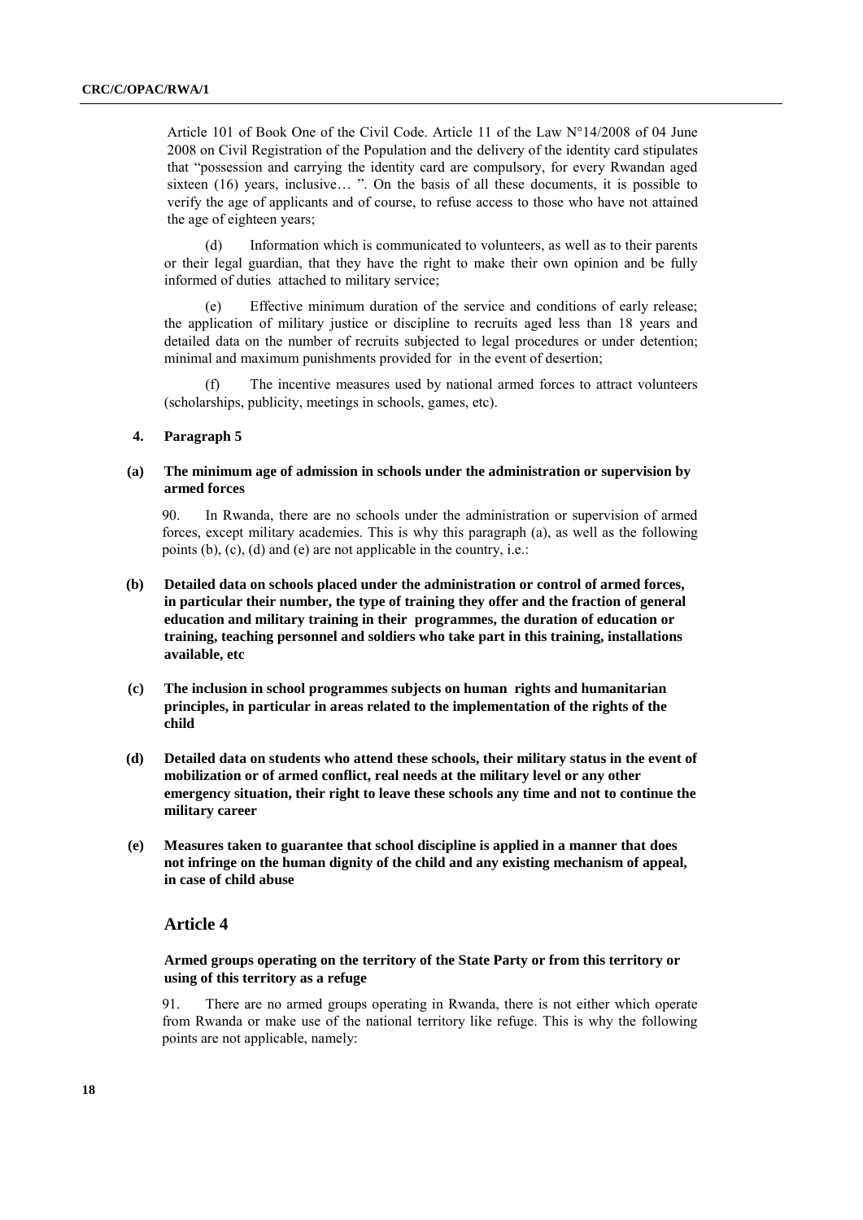Article 101 of Book One of the Civil Code. Article 11 of the Law N°14/2008 of 04 June 2008 on Civil Registration of the Population and the delivery of the identity card stipulates that "possession and carrying the identity card are compulsory, for every Rwandan aged sixteen (16) years, inclusive… ". On the basis of all these documents, it is possible to verify the age of applicants and of course, to refuse access to those who have not attained the age of eighteen years;

(d) Information which is communicated to volunteers, as well as to their parents or their legal guardian, that they have the right to make their own opinion and be fully informed of duties attached to military service;

(e) Effective minimum duration of the service and conditions of early release; the application of military justice or discipline to recruits aged less than 18 years and detailed data on the number of recruits subjected to legal procedures or under detention; minimal and maximum punishments provided for in the event of desertion;

(f) The incentive measures used by national armed forces to attract volunteers (scholarships, publicity, meetings in schools, games, etc).

**4. Paragraph 5**

**(a) The minimum age of admission in schools under the administration or supervision by armed forces**

90. In Rwanda, there are no schools under the administration or supervision of armed forces, except military academies. This is why this paragraph (a), as well as the following points (b), (c), (d) and (e) are not applicable in the country, i.e.:

**(b) Detailed data on schools placed under the administration or control of armed forces, in particular their number, the type of training they offer and the fraction of general education and military training in their programmes, the duration of education or training, teaching personnel and soldiers who take part in this training, installations available, etc**

**(c) The inclusion in school programmes subjects on human rights and humanitarian principles, in particular in areas related to the implementation of the rights of the child**

**(d) Detailed data on students who attend these schools, their military status in the event of mobilization or of armed conflict, real needs at the military level or any other emergency situation, their right to leave these schools any time and not to continue the military career**

**(e) Measures taken to guarantee that school discipline is applied in a manner that does not infringe on the human dignity of the child and any existing mechanism of appeal, in case of child abuse**

## Article 4

**Armed groups operating on the territory of the State Party or from this territory or using of this territory as a refuge**

91. There are no armed groups operating in Rwanda, there is not either which operate from Rwanda or make use of the national territory like refuge. This is why the following points are not applicable, namely: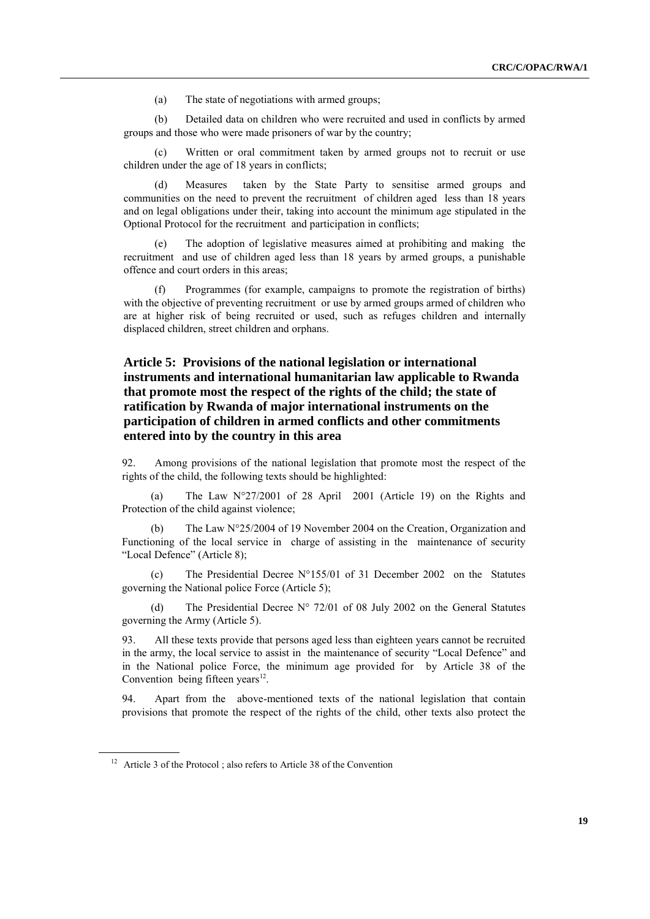(a) The state of negotiations with armed groups;

(b) Detailed data on children who were recruited and used in conflicts by armed groups and those who were made prisoners of war by the country;

(c) Written or oral commitment taken by armed groups not to recruit or use children under the age of 18 years in conflicts;

(d) Measures taken by the State Party to sensitise armed groups and communities on the need to prevent the recruitment of children aged less than 18 years and on legal obligations under their, taking into account the minimum age stipulated in the Optional Protocol for the recruitment and participation in conflicts;

(e) The adoption of legislative measures aimed at prohibiting and making the recruitment and use of children aged less than 18 years by armed groups, a punishable offence and court orders in this areas;

(f) Programmes (for example, campaigns to promote the registration of births) with the objective of preventing recruitment or use by armed groups armed of children who are at higher risk of being recruited or used, such as refuges children and internally displaced children, street children and orphans.

## Article 5: Provisions of the national legislation or international instruments and international humanitarian law applicable to Rwanda that promote most the respect of the rights of the child; the state of ratification by Rwanda of major international instruments on the participation of children in armed conflicts and other commitments entered into by the country in this area

92. Among provisions of the national legislation that promote most the respect of the rights of the child, the following texts should be highlighted:

(a) The Law N°27/2001 of 28 April 2001 (Article 19) on the Rights and Protection of the child against violence;

(b) The Law N°25/2004 of 19 November 2004 on the Creation, Organization and Functioning of the local service in charge of assisting in the maintenance of security "Local Defence" (Article 8);

(c) The Presidential Decree N°155/01 of 31 December 2002 on the Statutes governing the National police Force (Article 5);

(d) The Presidential Decree N° 72/01 of 08 July 2002 on the General Statutes governing the Army (Article 5).

93. All these texts provide that persons aged less than eighteen years cannot be recruited in the army, the local service to assist in the maintenance of security "Local Defence" and in the National police Force, the minimum age provided for by Article 38 of the Convention being fifteen years[12].

94. Apart from the above-mentioned texts of the national legislation that contain provisions that promote the respect of the rights of the child, other texts also protect the

[12] Article 3 of the Protocol ; also refers to Article 38 of the Convention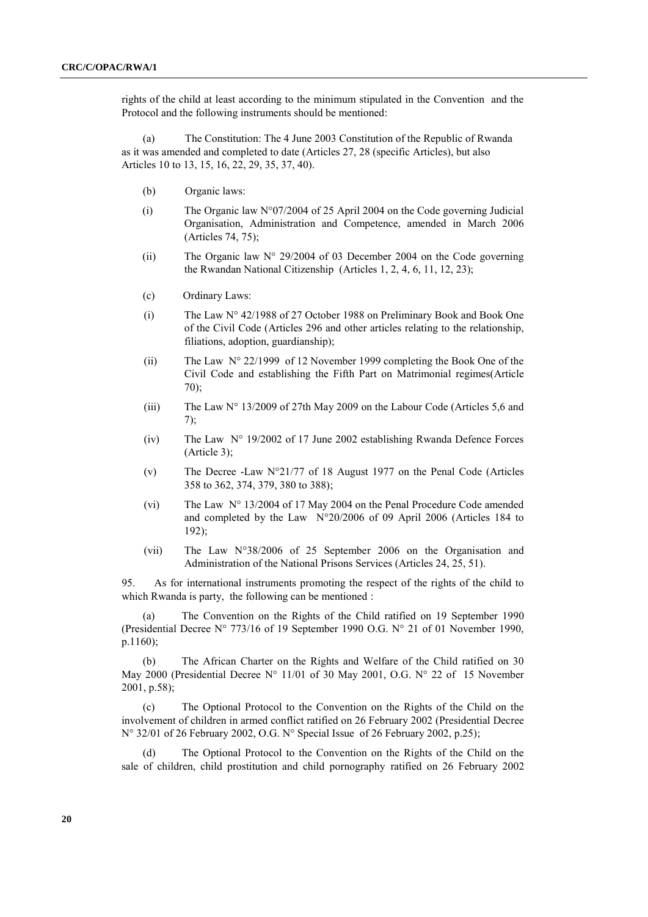rights of the child at least according to the minimum stipulated in the Convention and the Protocol and the following instruments should be mentioned:

(a) The Constitution: The 4 June 2003 Constitution of the Republic of Rwanda as it was amended and completed to date (Articles 27, 28 (specific Articles), but also Articles 10 to 13, 15, 16, 22, 29, 35, 37, 40).

(b) Organic laws:

(i) The Organic law N°07/2004 of 25 April 2004 on the Code governing Judicial Organisation, Administration and Competence, amended in March 2006 (Articles 74, 75);

(ii) The Organic law N° 29/2004 of 03 December 2004 on the Code governing the Rwandan National Citizenship (Articles 1, 2, 4, 6, 11, 12, 23);

(c) Ordinary Laws:

(i) The Law N° 42/1988 of 27 October 1988 on Preliminary Book and Book One of the Civil Code (Articles 296 and other articles relating to the relationship, filiations, adoption, guardianship);

(ii) The Law N° 22/1999 of 12 November 1999 completing the Book One of the Civil Code and establishing the Fifth Part on Matrimonial regimes(Article 70);

(iii) The Law N° 13/2009 of 27th May 2009 on the Labour Code (Articles 5,6 and 7);

(iv) The Law N° 19/2002 of 17 June 2002 establishing Rwanda Defence Forces (Article 3);

(v) The Decree -Law N°21/77 of 18 August 1977 on the Penal Code (Articles 358 to 362, 374, 379, 380 to 388);

(vi) The Law N° 13/2004 of 17 May 2004 on the Penal Procedure Code amended and completed by the Law N°20/2006 of 09 April 2006 (Articles 184 to 192);

(vii) The Law N°38/2006 of 25 September 2006 on the Organisation and Administration of the National Prisons Services (Articles 24, 25, 51).

95. As for international instruments promoting the respect of the rights of the child to which Rwanda is party, the following can be mentioned :

(a) The Convention on the Rights of the Child ratified on 19 September 1990 (Presidential Decree N° 773/16 of 19 September 1990 O.G. N° 21 of 01 November 1990, p.1160);

(b) The African Charter on the Rights and Welfare of the Child ratified on 30 May 2000 (Presidential Decree N° 11/01 of 30 May 2001, O.G. N° 22 of 15 November 2001, p.58);

(c) The Optional Protocol to the Convention on the Rights of the Child on the involvement of children in armed conflict ratified on 26 February 2002 (Presidential Decree N° 32/01 of 26 February 2002, O.G. N° Special Issue of 26 February 2002, p.25);

(d) The Optional Protocol to the Convention on the Rights of the Child on the sale of children, child prostitution and child pornography ratified on 26 February 2002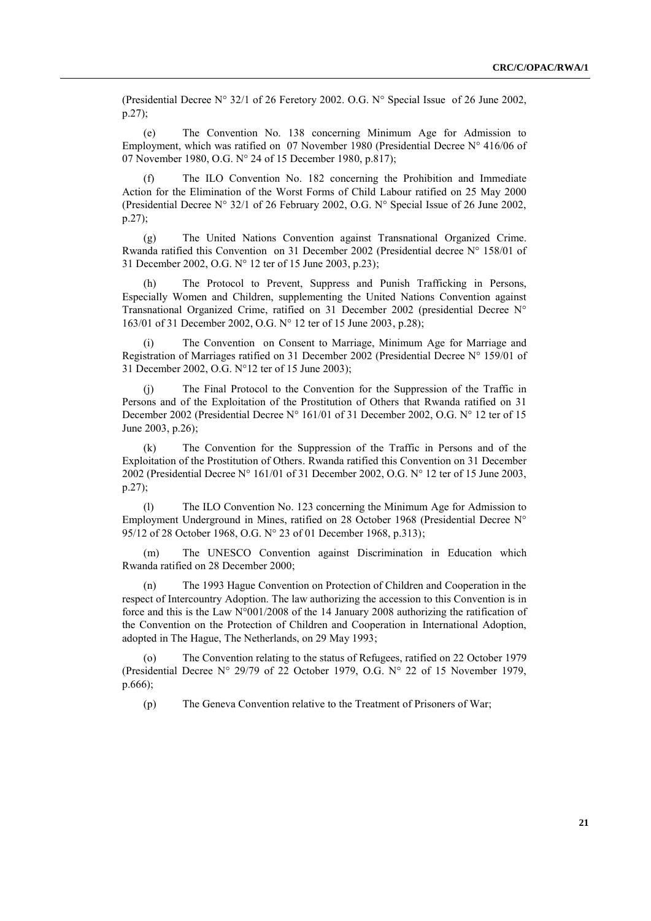(Presidential Decree N° 32/1 of 26 Feretory 2002. O.G. N° Special Issue of 26 June 2002, p.27);

(e) The Convention No. 138 concerning Minimum Age for Admission to Employment, which was ratified on 07 November 1980 (Presidential Decree N° 416/06 of 07 November 1980, O.G. N° 24 of 15 December 1980, p.817);

(f) The ILO Convention No. 182 concerning the Prohibition and Immediate Action for the Elimination of the Worst Forms of Child Labour ratified on 25 May 2000 (Presidential Decree N° 32/1 of 26 February 2002, O.G. N° Special Issue of 26 June 2002, p.27);

(g) The United Nations Convention against Transnational Organized Crime. Rwanda ratified this Convention on 31 December 2002 (Presidential decree N° 158/01 of 31 December 2002, O.G. N° 12 ter of 15 June 2003, p.23);

(h) The Protocol to Prevent, Suppress and Punish Trafficking in Persons, Especially Women and Children, supplementing the United Nations Convention against Transnational Organized Crime, ratified on 31 December 2002 (presidential Decree N° 163/01 of 31 December 2002, O.G. N° 12 ter of 15 June 2003, p.28);

(i) The Convention on Consent to Marriage, Minimum Age for Marriage and Registration of Marriages ratified on 31 December 2002 (Presidential Decree N° 159/01 of 31 December 2002, O.G. N°12 ter of 15 June 2003);

(j) The Final Protocol to the Convention for the Suppression of the Traffic in Persons and of the Exploitation of the Prostitution of Others that Rwanda ratified on 31 December 2002 (Presidential Decree N° 161/01 of 31 December 2002, O.G. N° 12 ter of 15 June 2003, p.26);

(k) The Convention for the Suppression of the Traffic in Persons and of the Exploitation of the Prostitution of Others. Rwanda ratified this Convention on 31 December 2002 (Presidential Decree N° 161/01 of 31 December 2002, O.G. N° 12 ter of 15 June 2003, p.27);

(l) The ILO Convention No. 123 concerning the Minimum Age for Admission to Employment Underground in Mines, ratified on 28 October 1968 (Presidential Decree N° 95/12 of 28 October 1968, O.G. N° 23 of 01 December 1968, p.313);

(m) The UNESCO Convention against Discrimination in Education which Rwanda ratified on 28 December 2000;

(n) The 1993 Hague Convention on Protection of Children and Cooperation in the respect of Intercountry Adoption. The law authorizing the accession to this Convention is in force and this is the Law N°001/2008 of the 14 January 2008 authorizing the ratification of the Convention on the Protection of Children and Cooperation in International Adoption, adopted in The Hague, The Netherlands, on 29 May 1993;

(o) The Convention relating to the status of Refugees, ratified on 22 October 1979 (Presidential Decree N° 29/79 of 22 October 1979, O.G. N° 22 of 15 November 1979, p.666);

(p) The Geneva Convention relative to the Treatment of Prisoners of War;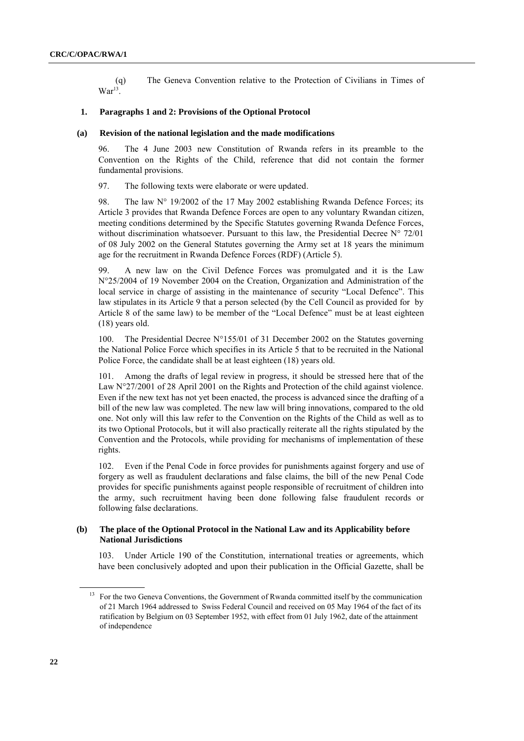(q) The Geneva Convention relative to the Protection of Civilians in Times of War[13].

### 1. Paragraphs 1 and 2: Provisions of the Optional Protocol

#### (a) Revision of the national legislation and the made modifications

96. The 4 June 2003 new Constitution of Rwanda refers in its preamble to the Convention on the Rights of the Child, reference that did not contain the former fundamental provisions.

97. The following texts were elaborate or were updated.

98. The law N° 19/2002 of the 17 May 2002 establishing Rwanda Defence Forces; its Article 3 provides that Rwanda Defence Forces are open to any voluntary Rwandan citizen, meeting conditions determined by the Specific Statutes governing Rwanda Defence Forces, without discrimination whatsoever. Pursuant to this law, the Presidential Decree N° 72/01 of 08 July 2002 on the General Statutes governing the Army set at 18 years the minimum age for the recruitment in Rwanda Defence Forces (RDF) (Article 5).

99. A new law on the Civil Defence Forces was promulgated and it is the Law N°25/2004 of 19 November 2004 on the Creation, Organization and Administration of the local service in charge of assisting in the maintenance of security "Local Defence". This law stipulates in its Article 9 that a person selected (by the Cell Council as provided for by Article 8 of the same law) to be member of the "Local Defence" must be at least eighteen (18) years old.

100. The Presidential Decree N°155/01 of 31 December 2002 on the Statutes governing the National Police Force which specifies in its Article 5 that to be recruited in the National Police Force, the candidate shall be at least eighteen (18) years old.

101. Among the drafts of legal review in progress, it should be stressed here that of the Law N°27/2001 of 28 April 2001 on the Rights and Protection of the child against violence. Even if the new text has not yet been enacted, the process is advanced since the drafting of a bill of the new law was completed. The new law will bring innovations, compared to the old one. Not only will this law refer to the Convention on the Rights of the Child as well as to its two Optional Protocols, but it will also practically reiterate all the rights stipulated by the Convention and the Protocols, while providing for mechanisms of implementation of these rights.

102. Even if the Penal Code in force provides for punishments against forgery and use of forgery as well as fraudulent declarations and false claims, the bill of the new Penal Code provides for specific punishments against people responsible of recruitment of children into the army, such recruitment having been done following false fraudulent records or following false declarations.

#### (b) The place of the Optional Protocol in the National Law and its Applicability before National Jurisdictions

103. Under Article 190 of the Constitution, international treaties or agreements, which have been conclusively adopted and upon their publication in the Official Gazette, shall be

---

[13] For the two Geneva Conventions, the Government of Rwanda committed itself by the communication of 21 March 1964 addressed to Swiss Federal Council and received on 05 May 1964 of the fact of its ratification by Belgium on 03 September 1952, with effect from 01 July 1962, date of the attainment of independence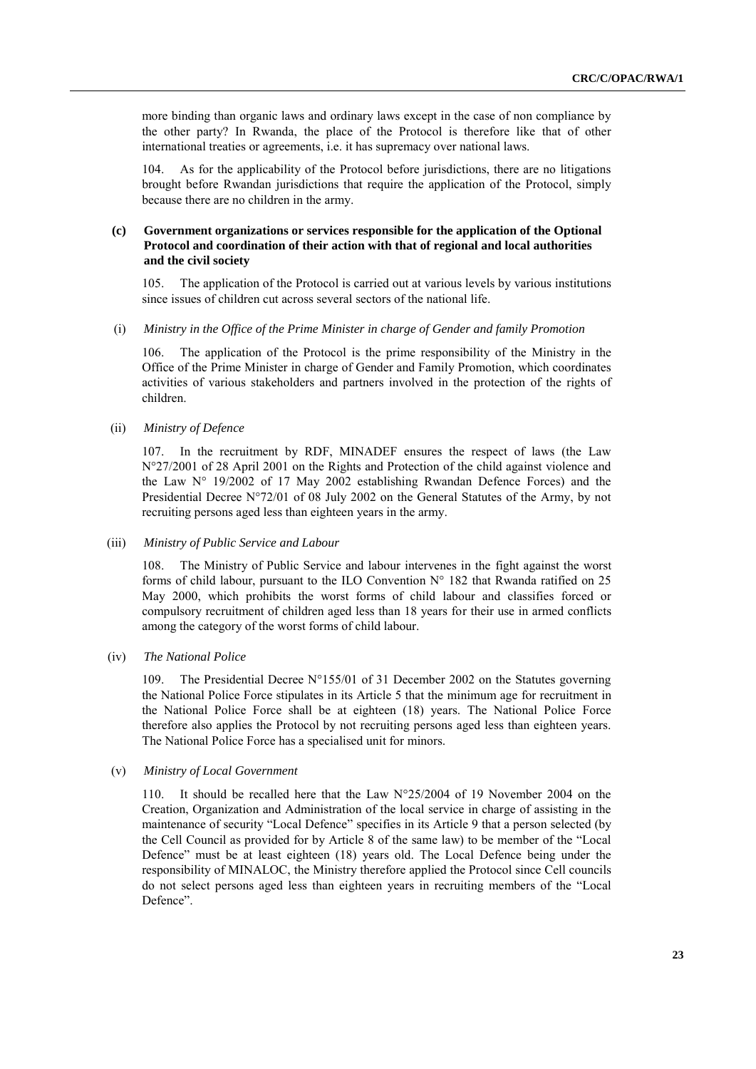more binding than organic laws and ordinary laws except in the case of non compliance by the other party? In Rwanda, the place of the Protocol is therefore like that of other international treaties or agreements, i.e. it has supremacy over national laws.

104. As for the applicability of the Protocol before jurisdictions, there are no litigations brought before Rwandan jurisdictions that require the application of the Protocol, simply because there are no children in the army.

### (c) Government organizations or services responsible for the application of the Optional Protocol and coordination of their action with that of regional and local authorities and the civil society

105. The application of the Protocol is carried out at various levels by various institutions since issues of children cut across several sectors of the national life.

(i) *Ministry in the Office of the Prime Minister in charge of Gender and family Promotion*

106. The application of the Protocol is the prime responsibility of the Ministry in the Office of the Prime Minister in charge of Gender and Family Promotion, which coordinates activities of various stakeholders and partners involved in the protection of the rights of children.

(ii) *Ministry of Defence*

107. In the recruitment by RDF, MINADEF ensures the respect of laws (the Law N°27/2001 of 28 April 2001 on the Rights and Protection of the child against violence and the Law N° 19/2002 of 17 May 2002 establishing Rwandan Defence Forces) and the Presidential Decree N°72/01 of 08 July 2002 on the General Statutes of the Army, by not recruiting persons aged less than eighteen years in the army.

(iii) *Ministry of Public Service and Labour*

108. The Ministry of Public Service and labour intervenes in the fight against the worst forms of child labour, pursuant to the ILO Convention N° 182 that Rwanda ratified on 25 May 2000, which prohibits the worst forms of child labour and classifies forced or compulsory recruitment of children aged less than 18 years for their use in armed conflicts among the category of the worst forms of child labour.

(iv) *The National Police*

109. The Presidential Decree N°155/01 of 31 December 2002 on the Statutes governing the National Police Force stipulates in its Article 5 that the minimum age for recruitment in the National Police Force shall be at eighteen (18) years. The National Police Force therefore also applies the Protocol by not recruiting persons aged less than eighteen years. The National Police Force has a specialised unit for minors.

(v) *Ministry of Local Government*

110. It should be recalled here that the Law N°25/2004 of 19 November 2004 on the Creation, Organization and Administration of the local service in charge of assisting in the maintenance of security "Local Defence" specifies in its Article 9 that a person selected (by the Cell Council as provided for by Article 8 of the same law) to be member of the "Local Defence" must be at least eighteen (18) years old. The Local Defence being under the responsibility of MINALOC, the Ministry therefore applied the Protocol since Cell councils do not select persons aged less than eighteen years in recruiting members of the "Local Defence".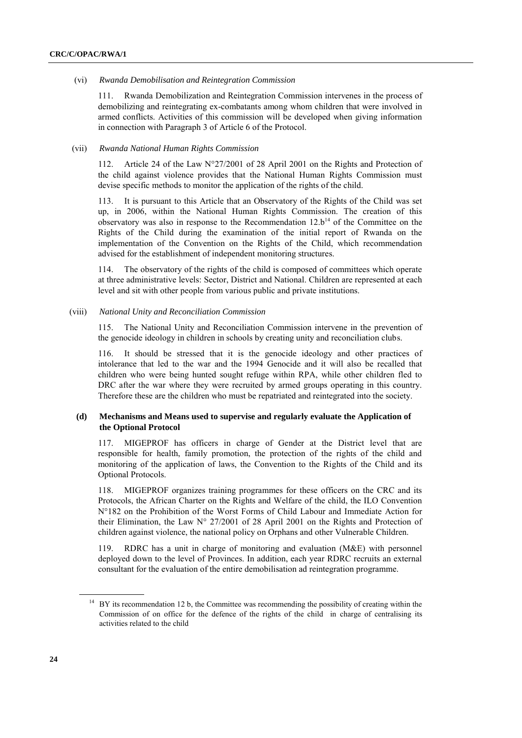(vi) *Rwanda Demobilisation and Reintegration Commission*

111. Rwanda Demobilization and Reintegration Commission intervenes in the process of demobilizing and reintegrating ex-combatants among whom children that were involved in armed conflicts. Activities of this commission will be developed when giving information in connection with Paragraph 3 of Article 6 of the Protocol.

(vii) *Rwanda National Human Rights Commission*

112. Article 24 of the Law N°27/2001 of 28 April 2001 on the Rights and Protection of the child against violence provides that the National Human Rights Commission must devise specific methods to monitor the application of the rights of the child.

113. It is pursuant to this Article that an Observatory of the Rights of the Child was set up, in 2006, within the National Human Rights Commission. The creation of this observatory was also in response to the Recommendation 12.b[14] of the Committee on the Rights of the Child during the examination of the initial report of Rwanda on the implementation of the Convention on the Rights of the Child, which recommendation advised for the establishment of independent monitoring structures.

114. The observatory of the rights of the child is composed of committees which operate at three administrative levels: Sector, District and National. Children are represented at each level and sit with other people from various public and private institutions.

(viii) *National Unity and Reconciliation Commission*

115. The National Unity and Reconciliation Commission intervene in the prevention of the genocide ideology in children in schools by creating unity and reconciliation clubs.

116. It should be stressed that it is the genocide ideology and other practices of intolerance that led to the war and the 1994 Genocide and it will also be recalled that children who were being hunted sought refuge within RPA, while other children fled to DRC after the war where they were recruited by armed groups operating in this country. Therefore these are the children who must be repatriated and reintegrated into the society.

### (d) Mechanisms and Means used to supervise and regularly evaluate the Application of the Optional Protocol

117. MIGEPROF has officers in charge of Gender at the District level that are responsible for health, family promotion, the protection of the rights of the child and monitoring of the application of laws, the Convention to the Rights of the Child and its Optional Protocols.

118. MIGEPROF organizes training programmes for these officers on the CRC and its Protocols, the African Charter on the Rights and Welfare of the child, the ILO Convention N°182 on the Prohibition of the Worst Forms of Child Labour and Immediate Action for their Elimination, the Law N° 27/2001 of 28 April 2001 on the Rights and Protection of children against violence, the national policy on Orphans and other Vulnerable Children.

119. RDRC has a unit in charge of monitoring and evaluation (M&E) with personnel deployed down to the level of Provinces. In addition, each year RDRC recruits an external consultant for the evaluation of the entire demobilisation ad reintegration programme.

---

[14] BY its recommendation 12 b, the Committee was recommending the possibility of creating within the Commission of on office for the defence of the rights of the child in charge of centralising its activities related to the child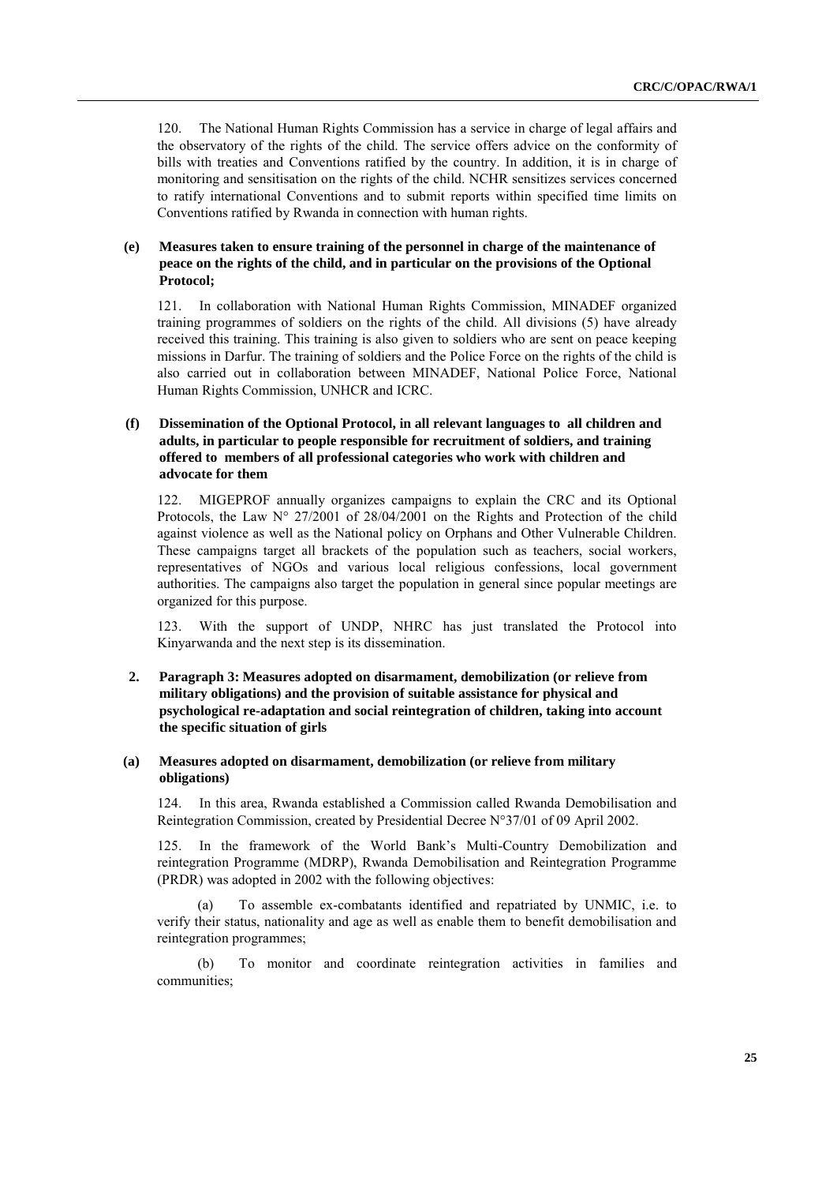120. The National Human Rights Commission has a service in charge of legal affairs and the observatory of the rights of the child. The service offers advice on the conformity of bills with treaties and Conventions ratified by the country. In addition, it is in charge of monitoring and sensitisation on the rights of the child. NCHR sensitizes services concerned to ratify international Conventions and to submit reports within specified time limits on Conventions ratified by Rwanda in connection with human rights.

**(e) Measures taken to ensure training of the personnel in charge of the maintenance of peace on the rights of the child, and in particular on the provisions of the Optional Protocol;**

121. In collaboration with National Human Rights Commission, MINADEF organized training programmes of soldiers on the rights of the child. All divisions (5) have already received this training. This training is also given to soldiers who are sent on peace keeping missions in Darfur. The training of soldiers and the Police Force on the rights of the child is also carried out in collaboration between MINADEF, National Police Force, National Human Rights Commission, UNHCR and ICRC.

**(f) Dissemination of the Optional Protocol, in all relevant languages to all children and adults, in particular to people responsible for recruitment of soldiers, and training offered to members of all professional categories who work with children and advocate for them**

122. MIGEPROF annually organizes campaigns to explain the CRC and its Optional Protocols, the Law N° 27/2001 of 28/04/2001 on the Rights and Protection of the child against violence as well as the National policy on Orphans and Other Vulnerable Children. These campaigns target all brackets of the population such as teachers, social workers, representatives of NGOs and various local religious confessions, local government authorities. The campaigns also target the population in general since popular meetings are organized for this purpose.

123. With the support of UNDP, NHRC has just translated the Protocol into Kinyarwanda and the next step is its dissemination.

**2. Paragraph 3: Measures adopted on disarmament, demobilization (or relieve from military obligations) and the provision of suitable assistance for physical and psychological re-adaptation and social reintegration of children, taking into account the specific situation of girls**

**(a) Measures adopted on disarmament, demobilization (or relieve from military obligations)**

124. In this area, Rwanda established a Commission called Rwanda Demobilisation and Reintegration Commission, created by Presidential Decree N°37/01 of 09 April 2002.

125. In the framework of the World Bank's Multi-Country Demobilization and reintegration Programme (MDRP), Rwanda Demobilisation and Reintegration Programme (PRDR) was adopted in 2002 with the following objectives:

(a) To assemble ex-combatants identified and repatriated by UNMIC, i.e. to verify their status, nationality and age as well as enable them to benefit demobilisation and reintegration programmes;

(b) To monitor and coordinate reintegration activities in families and communities;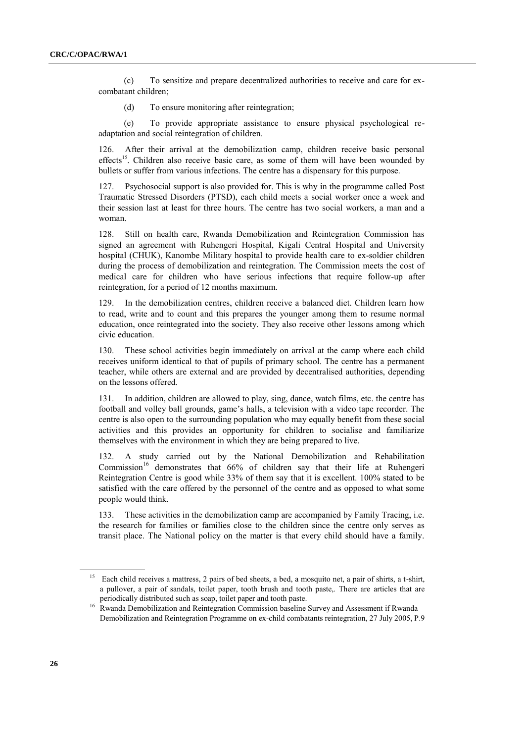(c) To sensitize and prepare decentralized authorities to receive and care for ex-combatant children;

(d) To ensure monitoring after reintegration;

(e) To provide appropriate assistance to ensure physical psychological re-adaptation and social reintegration of children.

126. After their arrival at the demobilization camp, children receive basic personal effects[15]. Children also receive basic care, as some of them will have been wounded by bullets or suffer from various infections. The centre has a dispensary for this purpose.

127. Psychosocial support is also provided for. This is why in the programme called Post Traumatic Stressed Disorders (PTSD), each child meets a social worker once a week and their session last at least for three hours. The centre has two social workers, a man and a woman.

128. Still on health care, Rwanda Demobilization and Reintegration Commission has signed an agreement with Ruhengeri Hospital, Kigali Central Hospital and University hospital (CHUK), Kanombe Military hospital to provide health care to ex-soldier children during the process of demobilization and reintegration. The Commission meets the cost of medical care for children who have serious infections that require follow-up after reintegration, for a period of 12 months maximum.

129. In the demobilization centres, children receive a balanced diet. Children learn how to read, write and to count and this prepares the younger among them to resume normal education, once reintegrated into the society. They also receive other lessons among which civic education.

130. These school activities begin immediately on arrival at the camp where each child receives uniform identical to that of pupils of primary school. The centre has a permanent teacher, while others are external and are provided by decentralised authorities, depending on the lessons offered.

131. In addition, children are allowed to play, sing, dance, watch films, etc. the centre has football and volley ball grounds, game's halls, a television with a video tape recorder. The centre is also open to the surrounding population who may equally benefit from these social activities and this provides an opportunity for children to socialise and familiarize themselves with the environment in which they are being prepared to live.

132. A study carried out by the National Demobilization and Rehabilitation Commission[16] demonstrates that 66% of children say that their life at Ruhengeri Reintegration Centre is good while 33% of them say that it is excellent. 100% stated to be satisfied with the care offered by the personnel of the centre and as opposed to what some people would think.

133. These activities in the demobilization camp are accompanied by Family Tracing, i.e. the research for families or families close to the children since the centre only serves as transit place. The National policy on the matter is that every child should have a family.

---

[15] Each child receives a mattress, 2 pairs of bed sheets, a bed, a mosquito net, a pair of shirts, a t-shirt, a pullover, a pair of sandals, toilet paper, tooth brush and tooth paste,. There are articles that are periodically distributed such as soap, toilet paper and tooth paste.

[16] Rwanda Demobilization and Reintegration Commission baseline Survey and Assessment if Rwanda Demobilization and Reintegration Programme on ex-child combatants reintegration, 27 July 2005, P.9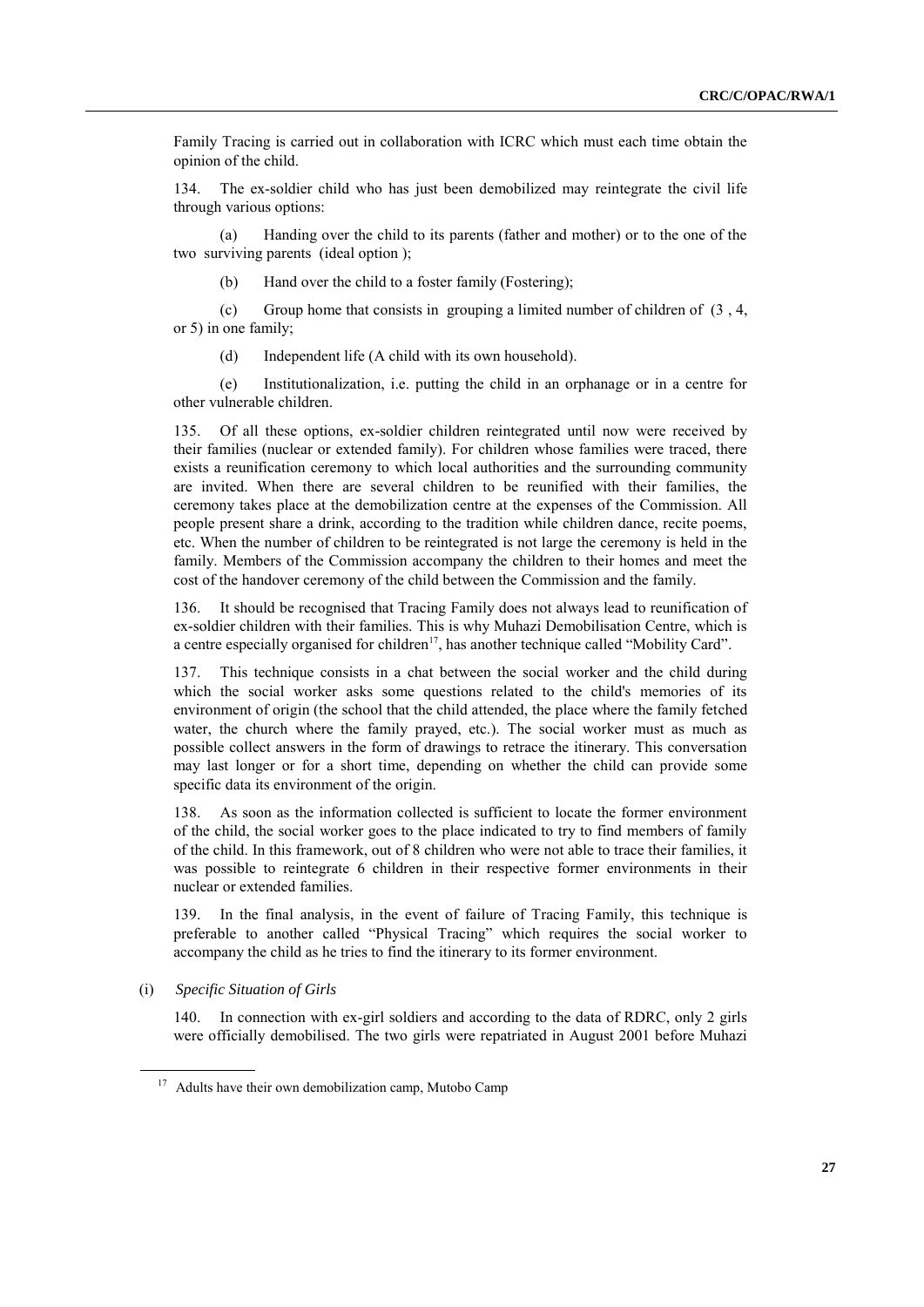Family Tracing is carried out in collaboration with ICRC which must each time obtain the opinion of the child.

134. The ex-soldier child who has just been demobilized may reintegrate the civil life through various options:

(a) Handing over the child to its parents (father and mother) or to the one of the two surviving parents (ideal option );

(b) Hand over the child to a foster family (Fostering);

(c) Group home that consists in grouping a limited number of children of (3 , 4, or 5) in one family;

(d) Independent life (A child with its own household).

(e) Institutionalization, i.e. putting the child in an orphanage or in a centre for other vulnerable children.

135. Of all these options, ex-soldier children reintegrated until now were received by their families (nuclear or extended family). For children whose families were traced, there exists a reunification ceremony to which local authorities and the surrounding community are invited. When there are several children to be reunified with their families, the ceremony takes place at the demobilization centre at the expenses of the Commission. All people present share a drink, according to the tradition while children dance, recite poems, etc. When the number of children to be reintegrated is not large the ceremony is held in the family. Members of the Commission accompany the children to their homes and meet the cost of the handover ceremony of the child between the Commission and the family.

136. It should be recognised that Tracing Family does not always lead to reunification of ex-soldier children with their families. This is why Muhazi Demobilisation Centre, which is a centre especially organised for children[17], has another technique called "Mobility Card".

137. This technique consists in a chat between the social worker and the child during which the social worker asks some questions related to the child's memories of its environment of origin (the school that the child attended, the place where the family fetched water, the church where the family prayed, etc.). The social worker must as much as possible collect answers in the form of drawings to retrace the itinerary. This conversation may last longer or for a short time, depending on whether the child can provide some specific data its environment of the origin.

138. As soon as the information collected is sufficient to locate the former environment of the child, the social worker goes to the place indicated to try to find members of family of the child. In this framework, out of 8 children who were not able to trace their families, it was possible to reintegrate 6 children in their respective former environments in their nuclear or extended families.

139. In the final analysis, in the event of failure of Tracing Family, this technique is preferable to another called "Physical Tracing" which requires the social worker to accompany the child as he tries to find the itinerary to its former environment.

(i) *Specific Situation of Girls*

140. In connection with ex-girl soldiers and according to the data of RDRC, only 2 girls were officially demobilised. The two girls were repatriated in August 2001 before Muhazi

---

[17] Adults have their own demobilization camp, Mutobo Camp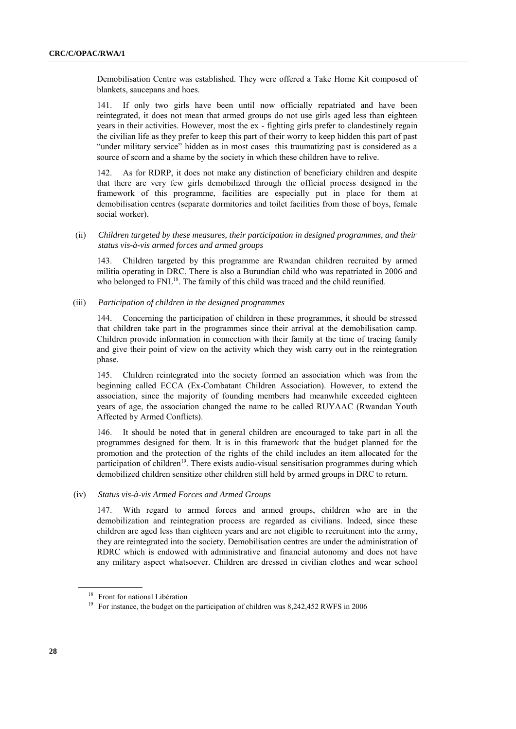Demobilisation Centre was established. They were offered a Take Home Kit composed of blankets, saucepans and hoes.

141. If only two girls have been until now officially repatriated and have been reintegrated, it does not mean that armed groups do not use girls aged less than eighteen years in their activities. However, most the ex - fighting girls prefer to clandestinely regain the civilian life as they prefer to keep this part of their worry to keep hidden this part of past "under military service" hidden as in most cases this traumatizing past is considered as a source of scorn and a shame by the society in which these children have to relive.

142. As for RDRP, it does not make any distinction of beneficiary children and despite that there are very few girls demobilized through the official process designed in the framework of this programme, facilities are especially put in place for them at demobilisation centres (separate dormitories and toilet facilities from those of boys, female social worker).

(ii) *Children targeted by these measures, their participation in designed programmes, and their status vis-à-vis armed forces and armed groups*

143. Children targeted by this programme are Rwandan children recruited by armed militia operating in DRC. There is also a Burundian child who was repatriated in 2006 and who belonged to FNL[18]. The family of this child was traced and the child reunified.

(iii) *Participation of children in the designed programmes*

144. Concerning the participation of children in these programmes, it should be stressed that children take part in the programmes since their arrival at the demobilisation camp. Children provide information in connection with their family at the time of tracing family and give their point of view on the activity which they wish carry out in the reintegration phase.

145. Children reintegrated into the society formed an association which was from the beginning called ECCA (Ex-Combatant Children Association). However, to extend the association, since the majority of founding members had meanwhile exceeded eighteen years of age, the association changed the name to be called RUYAAC (Rwandan Youth Affected by Armed Conflicts).

146. It should be noted that in general children are encouraged to take part in all the programmes designed for them. It is in this framework that the budget planned for the promotion and the protection of the rights of the child includes an item allocated for the participation of children[19]. There exists audio-visual sensitisation programmes during which demobilized children sensitize other children still held by armed groups in DRC to return.

(iv) *Status vis-à-vis Armed Forces and Armed Groups*

147. With regard to armed forces and armed groups, children who are in the demobilization and reintegration process are regarded as civilians. Indeed, since these children are aged less than eighteen years and are not eligible to recruitment into the army, they are reintegrated into the society. Demobilisation centres are under the administration of RDRC which is endowed with administrative and financial autonomy and does not have any military aspect whatsoever. Children are dressed in civilian clothes and wear school

---

[18] Front for national Libération

[19] For instance, the budget on the participation of children was 8,242,452 RWFS in 2006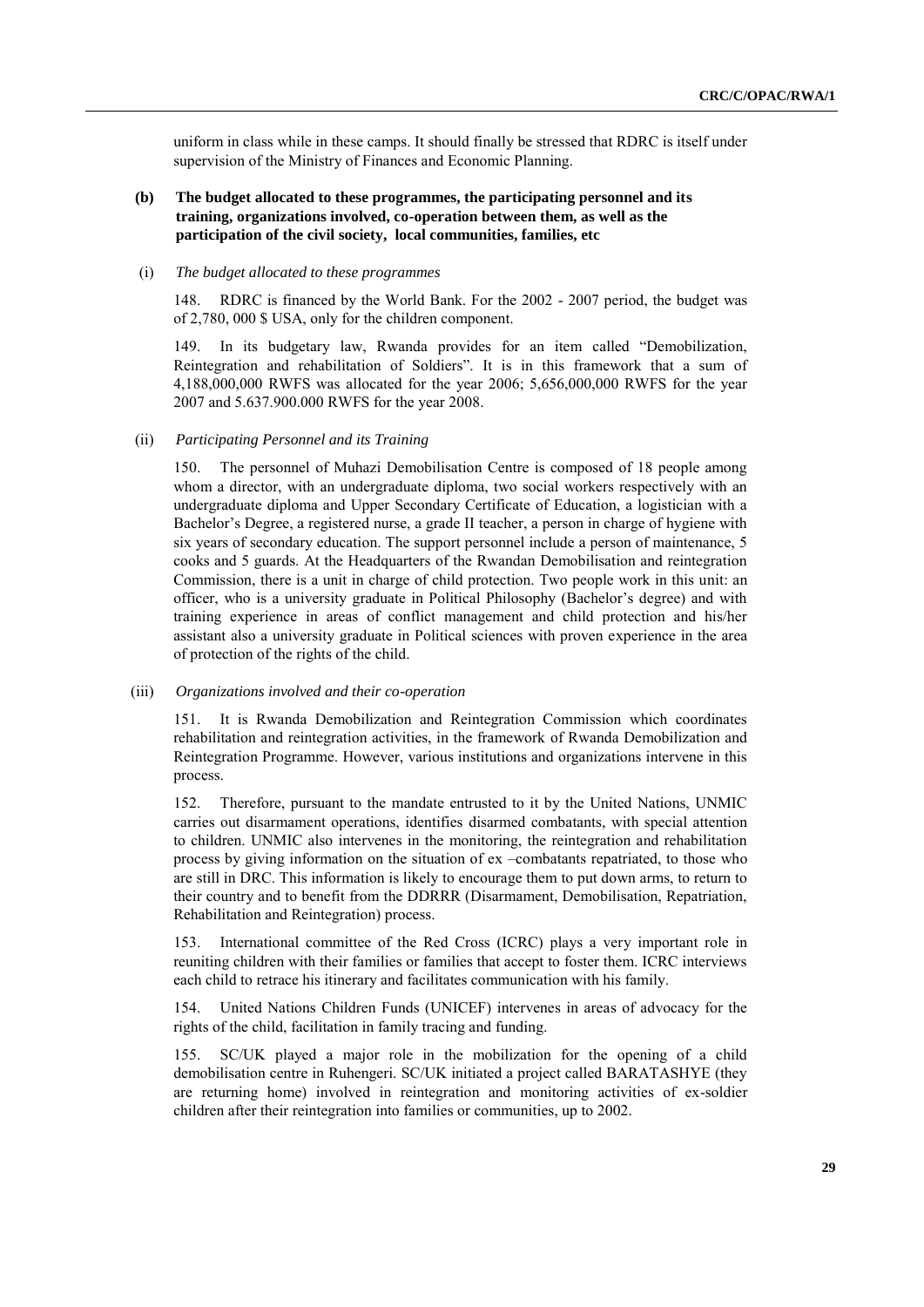uniform in class while in these camps. It should finally be stressed that RDRC is itself under supervision of the Ministry of Finances and Economic Planning.

**(b) The budget allocated to these programmes, the participating personnel and its training, organizations involved, co-operation between them, as well as the participation of the civil society, local communities, families, etc**

(i) *The budget allocated to these programmes*

148. RDRC is financed by the World Bank. For the 2002 - 2007 period, the budget was of 2,780, 000 $ USA, only for the children component.

149. In its budgetary law, Rwanda provides for an item called "Demobilization, Reintegration and rehabilitation of Soldiers". It is in this framework that a sum of 4,188,000,000 RWFS was allocated for the year 2006; 5,656,000,000 RWFS for the year 2007 and 5.637.900.000 RWFS for the year 2008.

(ii) *Participating Personnel and its Training*

150. The personnel of Muhazi Demobilisation Centre is composed of 18 people among whom a director, with an undergraduate diploma, two social workers respectively with an undergraduate diploma and Upper Secondary Certificate of Education, a logistician with a Bachelor's Degree, a registered nurse, a grade II teacher, a person in charge of hygiene with six years of secondary education. The support personnel include a person of maintenance, 5 cooks and 5 guards. At the Headquarters of the Rwandan Demobilisation and reintegration Commission, there is a unit in charge of child protection. Two people work in this unit: an officer, who is a university graduate in Political Philosophy (Bachelor's degree) and with training experience in areas of conflict management and child protection and his/her assistant also a university graduate in Political sciences with proven experience in the area of protection of the rights of the child.

(iii) *Organizations involved and their co-operation*

151. It is Rwanda Demobilization and Reintegration Commission which coordinates rehabilitation and reintegration activities, in the framework of Rwanda Demobilization and Reintegration Programme. However, various institutions and organizations intervene in this process.

152. Therefore, pursuant to the mandate entrusted to it by the United Nations, UNMIC carries out disarmament operations, identifies disarmed combatants, with special attention to children. UNMIC also intervenes in the monitoring, the reintegration and rehabilitation process by giving information on the situation of ex –combatants repatriated, to those who are still in DRC. This information is likely to encourage them to put down arms, to return to their country and to benefit from the DDRRR (Disarmament, Demobilisation, Repatriation, Rehabilitation and Reintegration) process.

153. International committee of the Red Cross (ICRC) plays a very important role in reuniting children with their families or families that accept to foster them. ICRC interviews each child to retrace his itinerary and facilitates communication with his family.

154. United Nations Children Funds (UNICEF) intervenes in areas of advocacy for the rights of the child, facilitation in family tracing and funding.

155. SC/UK played a major role in the mobilization for the opening of a child demobilisation centre in Ruhengeri. SC/UK initiated a project called BARATASHYE (they are returning home) involved in reintegration and monitoring activities of ex-soldier children after their reintegration into families or communities, up to 2002.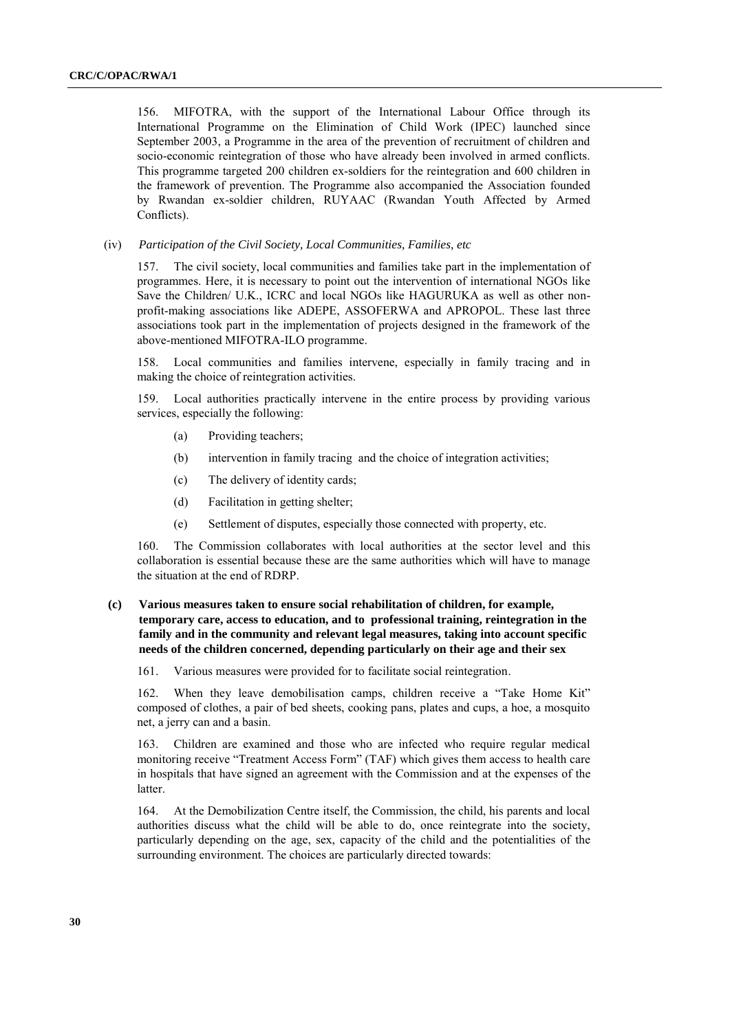156. MIFOTRA, with the support of the International Labour Office through its International Programme on the Elimination of Child Work (IPEC) launched since September 2003, a Programme in the area of the prevention of recruitment of children and socio-economic reintegration of those who have already been involved in armed conflicts. This programme targeted 200 children ex-soldiers for the reintegration and 600 children in the framework of prevention. The Programme also accompanied the Association founded by Rwandan ex-soldier children, RUYAAC (Rwandan Youth Affected by Armed Conflicts).

(iv) *Participation of the Civil Society, Local Communities, Families, etc*

157. The civil society, local communities and families take part in the implementation of programmes. Here, it is necessary to point out the intervention of international NGOs like Save the Children/ U.K., ICRC and local NGOs like HAGURUKA as well as other non-profit-making associations like ADEPE, ASSOFERWA and APROPOL. These last three associations took part in the implementation of projects designed in the framework of the above-mentioned MIFOTRA-ILO programme.

158. Local communities and families intervene, especially in family tracing and in making the choice of reintegration activities.

159. Local authorities practically intervene in the entire process by providing various services, especially the following:

(a) Providing teachers;

(b) intervention in family tracing and the choice of integration activities;

(c) The delivery of identity cards;

(d) Facilitation in getting shelter;

(e) Settlement of disputes, especially those connected with property, etc.

160. The Commission collaborates with local authorities at the sector level and this collaboration is essential because these are the same authorities which will have to manage the situation at the end of RDRP.

**(c) Various measures taken to ensure social rehabilitation of children, for example, temporary care, access to education, and to professional training, reintegration in the family and in the community and relevant legal measures, taking into account specific needs of the children concerned, depending particularly on their age and their sex**

161. Various measures were provided for to facilitate social reintegration.

162. When they leave demobilisation camps, children receive a "Take Home Kit" composed of clothes, a pair of bed sheets, cooking pans, plates and cups, a hoe, a mosquito net, a jerry can and a basin.

163. Children are examined and those who are infected who require regular medical monitoring receive "Treatment Access Form" (TAF) which gives them access to health care in hospitals that have signed an agreement with the Commission and at the expenses of the latter.

164. At the Demobilization Centre itself, the Commission, the child, his parents and local authorities discuss what the child will be able to do, once reintegrate into the society, particularly depending on the age, sex, capacity of the child and the potentialities of the surrounding environment. The choices are particularly directed towards: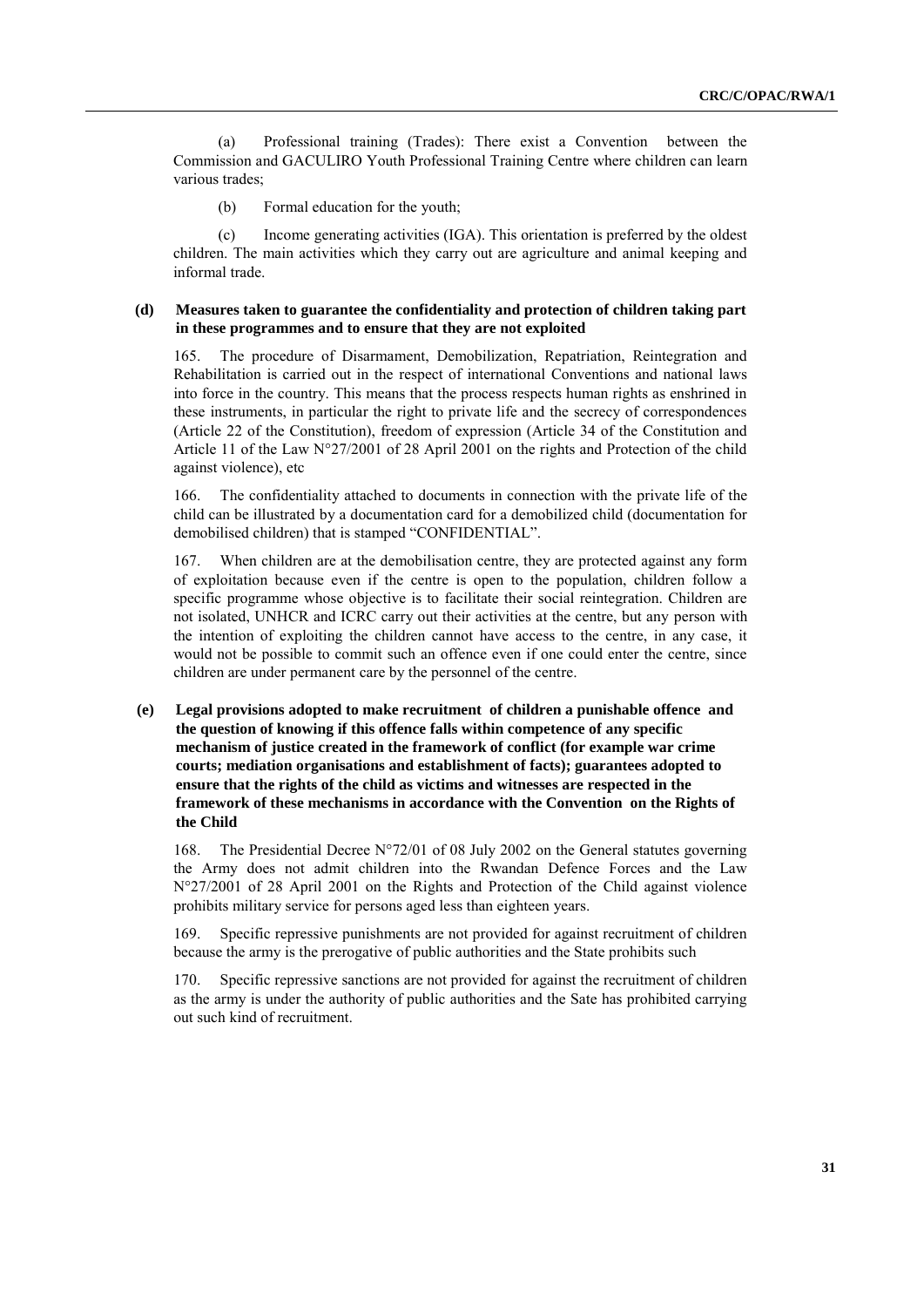(a) Professional training (Trades): There exist a Convention between the Commission and GACULIRO Youth Professional Training Centre where children can learn various trades;

(b) Formal education for the youth;

(c) Income generating activities (IGA). This orientation is preferred by the oldest children. The main activities which they carry out are agriculture and animal keeping and informal trade.

### (d) Measures taken to guarantee the confidentiality and protection of children taking part in these programmes and to ensure that they are not exploited

165. The procedure of Disarmament, Demobilization, Repatriation, Reintegration and Rehabilitation is carried out in the respect of international Conventions and national laws into force in the country. This means that the process respects human rights as enshrined in these instruments, in particular the right to private life and the secrecy of correspondences (Article 22 of the Constitution), freedom of expression (Article 34 of the Constitution and Article 11 of the Law N°27/2001 of 28 April 2001 on the rights and Protection of the child against violence), etc

166. The confidentiality attached to documents in connection with the private life of the child can be illustrated by a documentation card for a demobilized child (documentation for demobilised children) that is stamped "CONFIDENTIAL".

167. When children are at the demobilisation centre, they are protected against any form of exploitation because even if the centre is open to the population, children follow a specific programme whose objective is to facilitate their social reintegration. Children are not isolated, UNHCR and ICRC carry out their activities at the centre, but any person with the intention of exploiting the children cannot have access to the centre, in any case, it would not be possible to commit such an offence even if one could enter the centre, since children are under permanent care by the personnel of the centre.

### (e) Legal provisions adopted to make recruitment of children a punishable offence and the question of knowing if this offence falls within competence of any specific mechanism of justice created in the framework of conflict (for example war crime courts; mediation organisations and establishment of facts); guarantees adopted to ensure that the rights of the child as victims and witnesses are respected in the framework of these mechanisms in accordance with the Convention on the Rights of the Child

168. The Presidential Decree N°72/01 of 08 July 2002 on the General statutes governing the Army does not admit children into the Rwandan Defence Forces and the Law N°27/2001 of 28 April 2001 on the Rights and Protection of the Child against violence prohibits military service for persons aged less than eighteen years.

169. Specific repressive punishments are not provided for against recruitment of children because the army is the prerogative of public authorities and the State prohibits such

170. Specific repressive sanctions are not provided for against the recruitment of children as the army is under the authority of public authorities and the Sate has prohibited carrying out such kind of recruitment.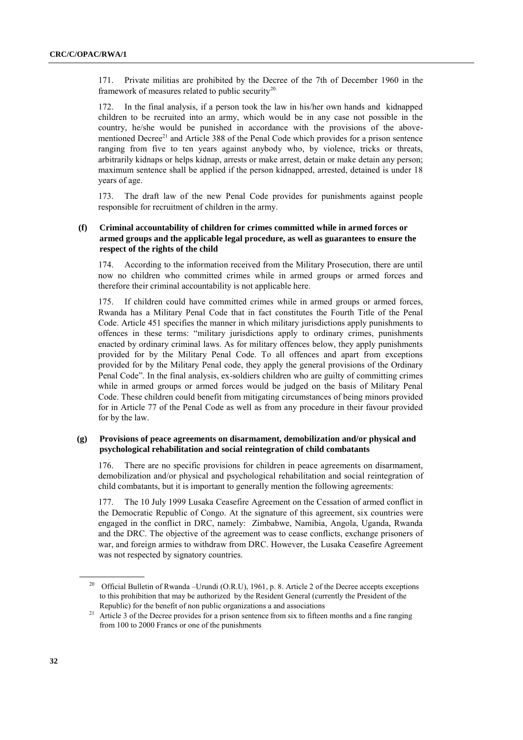171. Private militias are prohibited by the Decree of the 7th of December 1960 in the framework of measures related to public security[20].

172. In the final analysis, if a person took the law in his/her own hands and kidnapped children to be recruited into an army, which would be in any case not possible in the country, he/she would be punished in accordance with the provisions of the above-mentioned Decree[21] and Article 388 of the Penal Code which provides for a prison sentence ranging from five to ten years against anybody who, by violence, tricks or threats, arbitrarily kidnaps or helps kidnap, arrests or make arrest, detain or make detain any person; maximum sentence shall be applied if the person kidnapped, arrested, detained is under 18 years of age.

173. The draft law of the new Penal Code provides for punishments against people responsible for recruitment of children in the army.

### (f) Criminal accountability of children for crimes committed while in armed forces or armed groups and the applicable legal procedure, as well as guarantees to ensure the respect of the rights of the child

174. According to the information received from the Military Prosecution, there are until now no children who committed crimes while in armed groups or armed forces and therefore their criminal accountability is not applicable here.

175. If children could have committed crimes while in armed groups or armed forces, Rwanda has a Military Penal Code that in fact constitutes the Fourth Title of the Penal Code. Article 451 specifies the manner in which military jurisdictions apply punishments to offences in these terms: "military jurisdictions apply to ordinary crimes, punishments enacted by ordinary criminal laws. As for military offences below, they apply punishments provided for by the Military Penal Code. To all offences and apart from exceptions provided for by the Military Penal code, they apply the general provisions of the Ordinary Penal Code". In the final analysis, ex-soldiers children who are guilty of committing crimes while in armed groups or armed forces would be judged on the basis of Military Penal Code. These children could benefit from mitigating circumstances of being minors provided for in Article 77 of the Penal Code as well as from any procedure in their favour provided for by the law.

### (g) Provisions of peace agreements on disarmament, demobilization and/or physical and psychological rehabilitation and social reintegration of child combatants

176. There are no specific provisions for children in peace agreements on disarmament, demobilization and/or physical and psychological rehabilitation and social reintegration of child combatants, but it is important to generally mention the following agreements:

177. The 10 July 1999 Lusaka Ceasefire Agreement on the Cessation of armed conflict in the Democratic Republic of Congo. At the signature of this agreement, six countries were engaged in the conflict in DRC, namely: Zimbabwe, Namibia, Angola, Uganda, Rwanda and the DRC. The objective of the agreement was to cease conflicts, exchange prisoners of war, and foreign armies to withdraw from DRC. However, the Lusaka Ceasefire Agreement was not respected by signatory countries.

---

[20] Official Bulletin of Rwanda –Urundi (O.R.U), 1961, p. 8. Article 2 of the Decree accepts exceptions to this prohibition that may be authorized by the Resident General (currently the President of the Republic) for the benefit of non public organizations a and associations

[21] Article 3 of the Decree provides for a prison sentence from six to fifteen months and a fine ranging from 100 to 2000 Francs or one of the punishments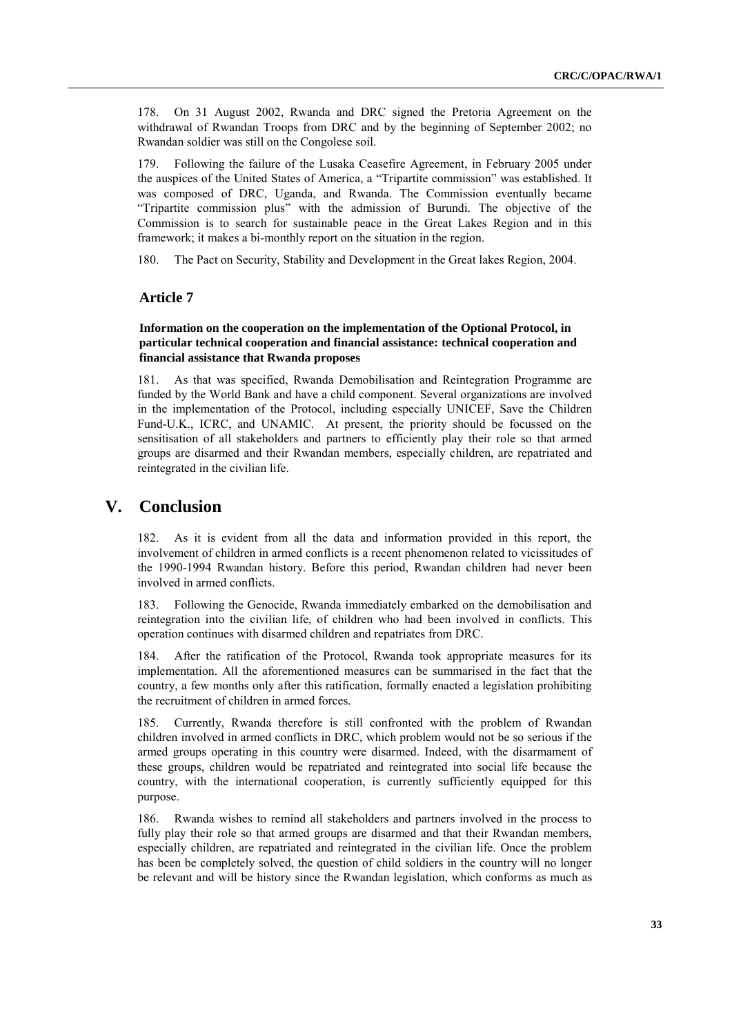178. On 31 August 2002, Rwanda and DRC signed the Pretoria Agreement on the withdrawal of Rwandan Troops from DRC and by the beginning of September 2002; no Rwandan soldier was still on the Congolese soil.

179. Following the failure of the Lusaka Ceasefire Agreement, in February 2005 under the auspices of the United States of America, a "Tripartite commission" was established. It was composed of DRC, Uganda, and Rwanda. The Commission eventually became "Tripartite commission plus" with the admission of Burundi. The objective of the Commission is to search for sustainable peace in the Great Lakes Region and in this framework; it makes a bi-monthly report on the situation in the region.

180. The Pact on Security, Stability and Development in the Great lakes Region, 2004.

### Article 7

**Information on the cooperation on the implementation of the Optional Protocol, in particular technical cooperation and financial assistance: technical cooperation and financial assistance that Rwanda proposes**

181. As that was specified, Rwanda Demobilisation and Reintegration Programme are funded by the World Bank and have a child component. Several organizations are involved in the implementation of the Protocol, including especially UNICEF, Save the Children Fund-U.K., ICRC, and UNAMIC. At present, the priority should be focussed on the sensitisation of all stakeholders and partners to efficiently play their role so that armed groups are disarmed and their Rwandan members, especially children, are repatriated and reintegrated in the civilian life.

## V. Conclusion

182. As it is evident from all the data and information provided in this report, the involvement of children in armed conflicts is a recent phenomenon related to vicissitudes of the 1990-1994 Rwandan history. Before this period, Rwandan children had never been involved in armed conflicts.

183. Following the Genocide, Rwanda immediately embarked on the demobilisation and reintegration into the civilian life, of children who had been involved in conflicts. This operation continues with disarmed children and repatriates from DRC.

184. After the ratification of the Protocol, Rwanda took appropriate measures for its implementation. All the aforementioned measures can be summarised in the fact that the country, a few months only after this ratification, formally enacted a legislation prohibiting the recruitment of children in armed forces.

185. Currently, Rwanda therefore is still confronted with the problem of Rwandan children involved in armed conflicts in DRC, which problem would not be so serious if the armed groups operating in this country were disarmed. Indeed, with the disarmament of these groups, children would be repatriated and reintegrated into social life because the country, with the international cooperation, is currently sufficiently equipped for this purpose.

186. Rwanda wishes to remind all stakeholders and partners involved in the process to fully play their role so that armed groups are disarmed and that their Rwandan members, especially children, are repatriated and reintegrated in the civilian life. Once the problem has been be completely solved, the question of child soldiers in the country will no longer be relevant and will be history since the Rwandan legislation, which conforms as much as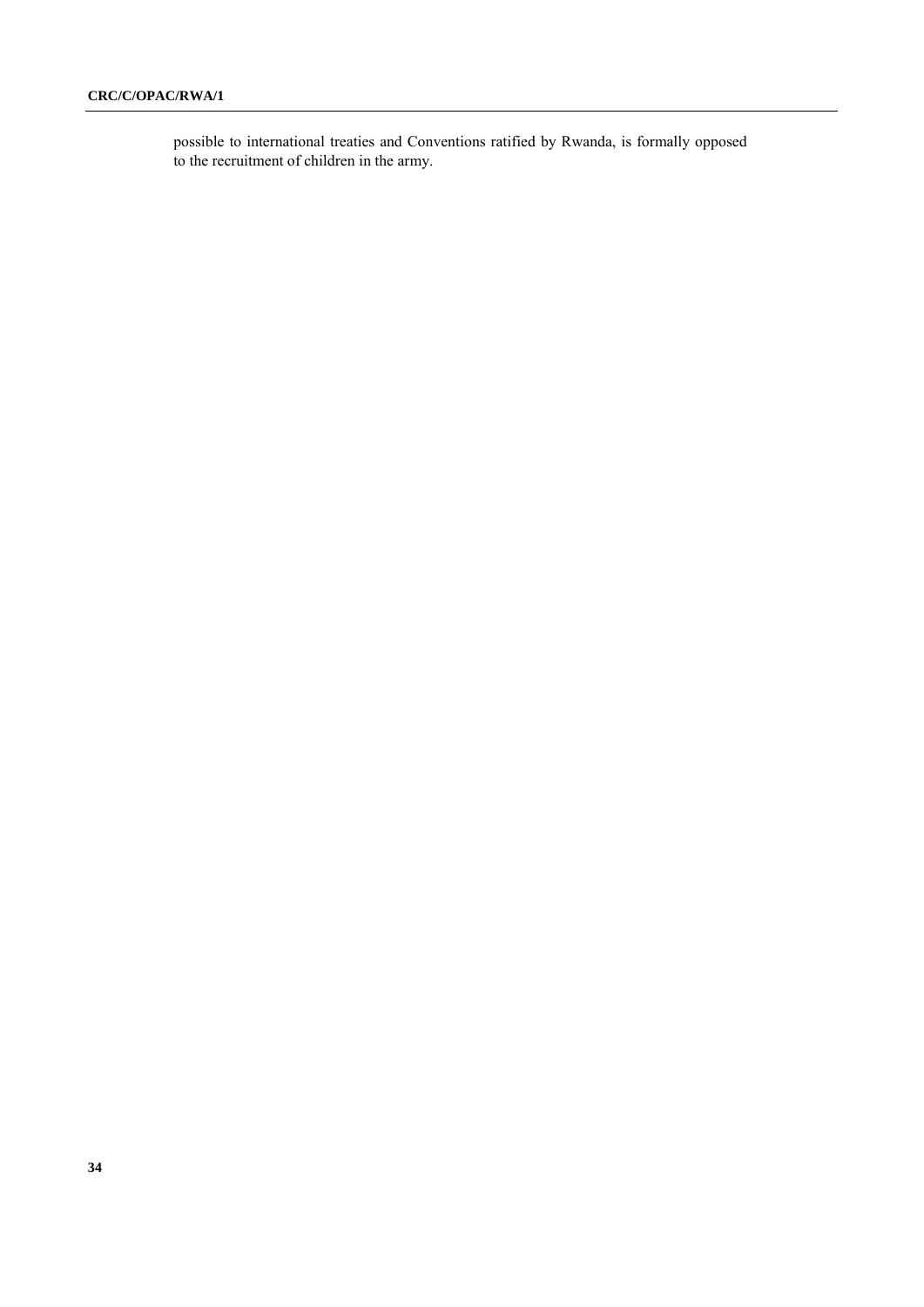possible to international treaties and Conventions ratified by Rwanda, is formally opposed to the recruitment of children in the army.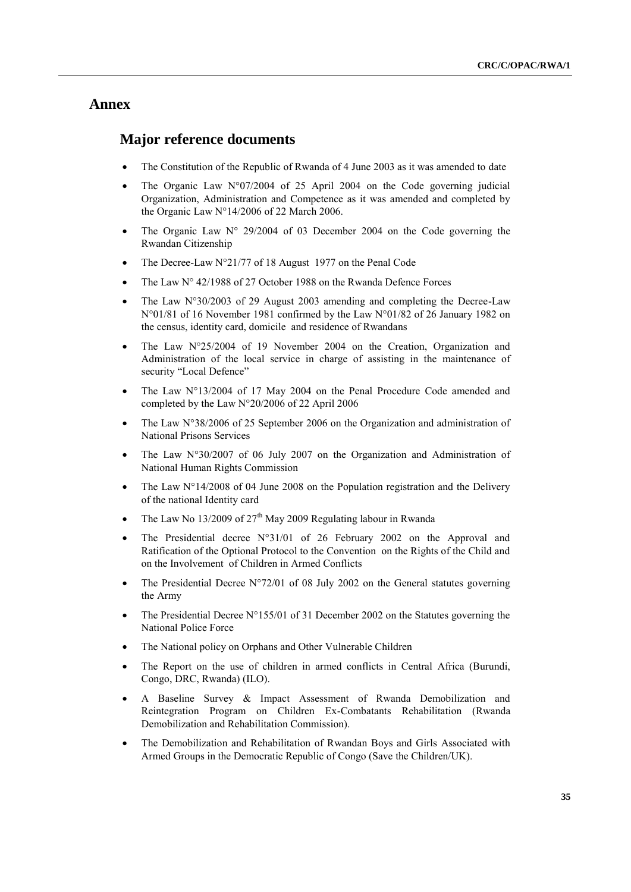# Annex

## Major reference documents

- The Constitution of the Republic of Rwanda of 4 June 2003 as it was amended to date
- The Organic Law N°07/2004 of 25 April 2004 on the Code governing judicial Organization, Administration and Competence as it was amended and completed by the Organic Law N°14/2006 of 22 March 2006.
- The Organic Law N° 29/2004 of 03 December 2004 on the Code governing the Rwandan Citizenship
- The Decree-Law N°21/77 of 18 August 1977 on the Penal Code
- The Law N° 42/1988 of 27 October 1988 on the Rwanda Defence Forces
- The Law N°30/2003 of 29 August 2003 amending and completing the Decree-Law N°01/81 of 16 November 1981 confirmed by the Law N°01/82 of 26 January 1982 on the census, identity card, domicile and residence of Rwandans
- The Law N°25/2004 of 19 November 2004 on the Creation, Organization and Administration of the local service in charge of assisting in the maintenance of security "Local Defence"
- The Law N°13/2004 of 17 May 2004 on the Penal Procedure Code amended and completed by the Law N°20/2006 of 22 April 2006
- The Law N°38/2006 of 25 September 2006 on the Organization and administration of National Prisons Services
- The Law N°30/2007 of 06 July 2007 on the Organization and Administration of National Human Rights Commission
- The Law N°14/2008 of 04 June 2008 on the Population registration and the Delivery of the national Identity card
- The Law No 13/2009 of 27th May 2009 Regulating labour in Rwanda
- The Presidential decree N°31/01 of 26 February 2002 on the Approval and Ratification of the Optional Protocol to the Convention on the Rights of the Child and on the Involvement of Children in Armed Conflicts
- The Presidential Decree N°72/01 of 08 July 2002 on the General statutes governing the Army
- The Presidential Decree N°155/01 of 31 December 2002 on the Statutes governing the National Police Force
- The National policy on Orphans and Other Vulnerable Children
- The Report on the use of children in armed conflicts in Central Africa (Burundi, Congo, DRC, Rwanda) (ILO).
- A Baseline Survey & Impact Assessment of Rwanda Demobilization and Reintegration Program on Children Ex-Combatants Rehabilitation (Rwanda Demobilization and Rehabilitation Commission).
- The Demobilization and Rehabilitation of Rwandan Boys and Girls Associated with Armed Groups in the Democratic Republic of Congo (Save the Children/UK).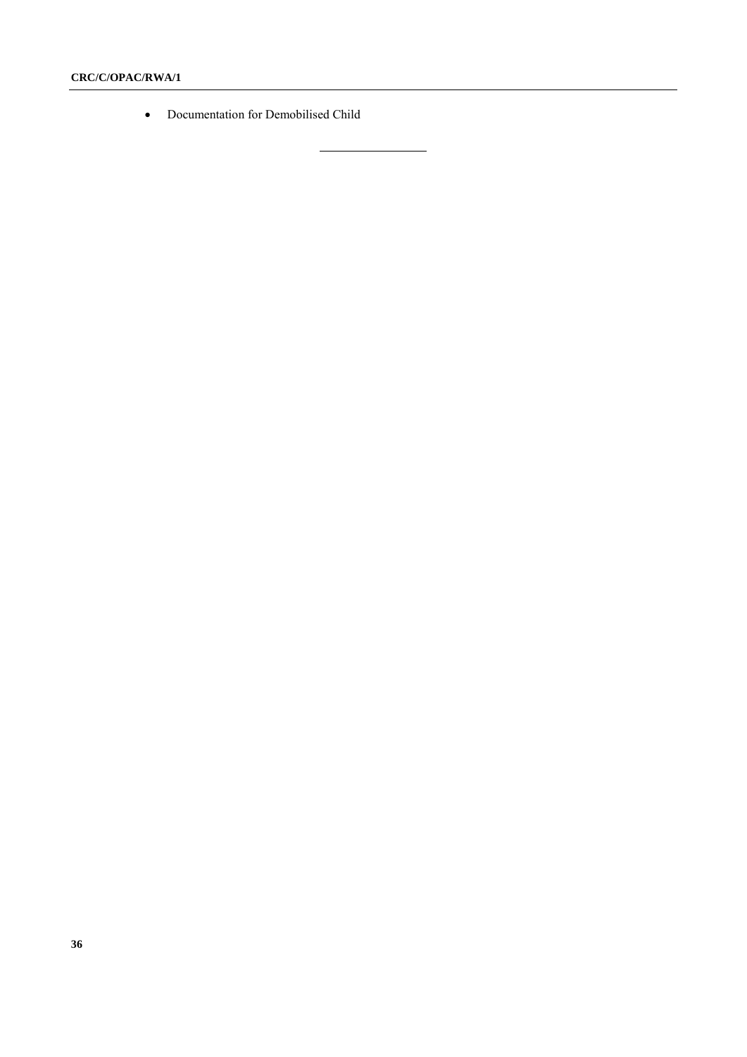- Documentation for Demobilised Child

---